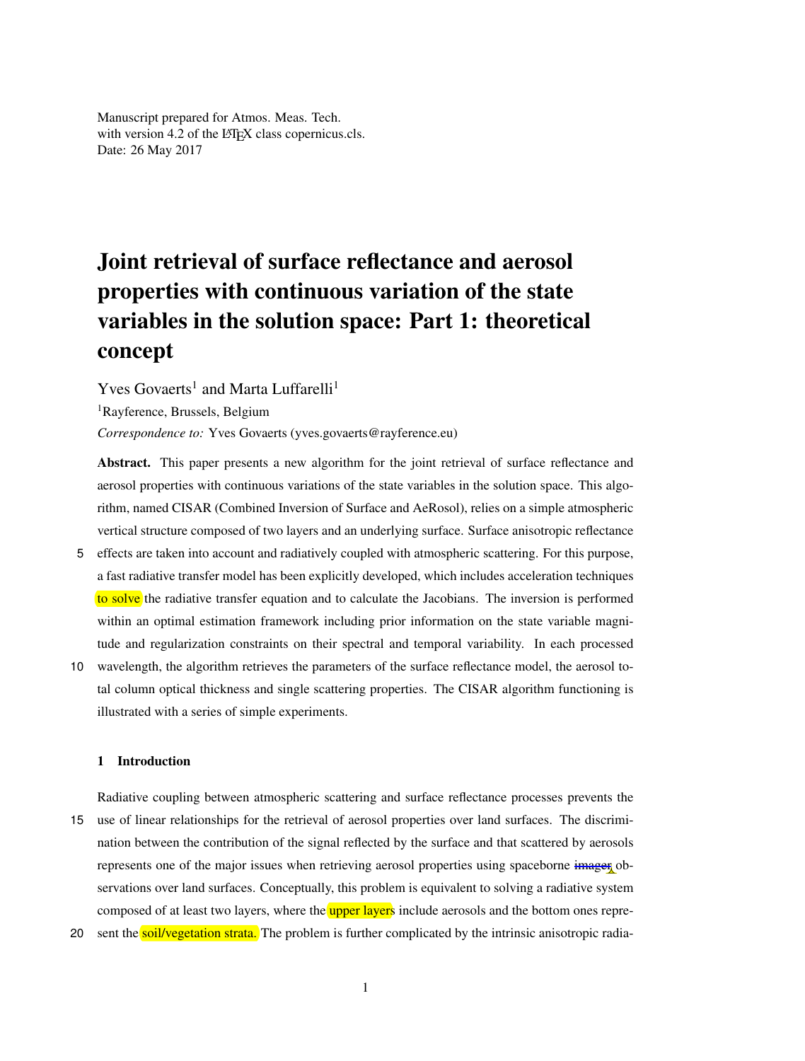Manuscript prepared for Atmos. Meas. Tech.
with version 4.2 of the LaTeX class copernicus.cls.
Date: 26 May 2017

# Joint retrieval of surface reflectance and aerosol properties with continuous variation of the state variables in the solution space: Part 1: theoretical concept

Yves Govaerts[1] and Marta Luffarelli[1]

[1]Rayference, Brussels, Belgium

*Correspondence to:* Yves Govaerts (yves.govaerts@rayference.eu)

**Abstract.** This paper presents a new algorithm for the joint retrieval of surface reflectance and aerosol properties with continuous variations of the state variables in the solution space. This algorithm, named CISAR (Combined Inversion of Surface and AeRosol), relies on a simple atmospheric vertical structure composed of two layers and an underlying surface. Surface anisotropic reflectance effects are taken into account and radiatively coupled with atmospheric scattering. For this purpose, a fast radiative transfer model has been explicitly developed, which includes acceleration techniques to solve the radiative transfer equation and to calculate the Jacobians. The inversion is performed within an optimal estimation framework including prior information on the state variable magnitude and regularization constraints on their spectral and temporal variability. In each processed wavelength, the algorithm retrieves the parameters of the surface reflectance model, the aerosol total column optical thickness and single scattering properties. The CISAR algorithm functioning is illustrated with a series of simple experiments.

## 1 Introduction

Radiative coupling between atmospheric scattering and surface reflectance processes prevents the use of linear relationships for the retrieval of aerosol properties over land surfaces. The discrimination between the contribution of the signal reflected by the surface and that scattered by aerosols represents one of the major issues when retrieving aerosol properties using spaceborne ~~imager~~ observations over land surfaces. Conceptually, this problem is equivalent to solving a radiative system composed of at least two layers, where the upper layers include aerosols and the bottom ones represent the soil/vegetation strata. The problem is further complicated by the intrinsic anisotropic radia-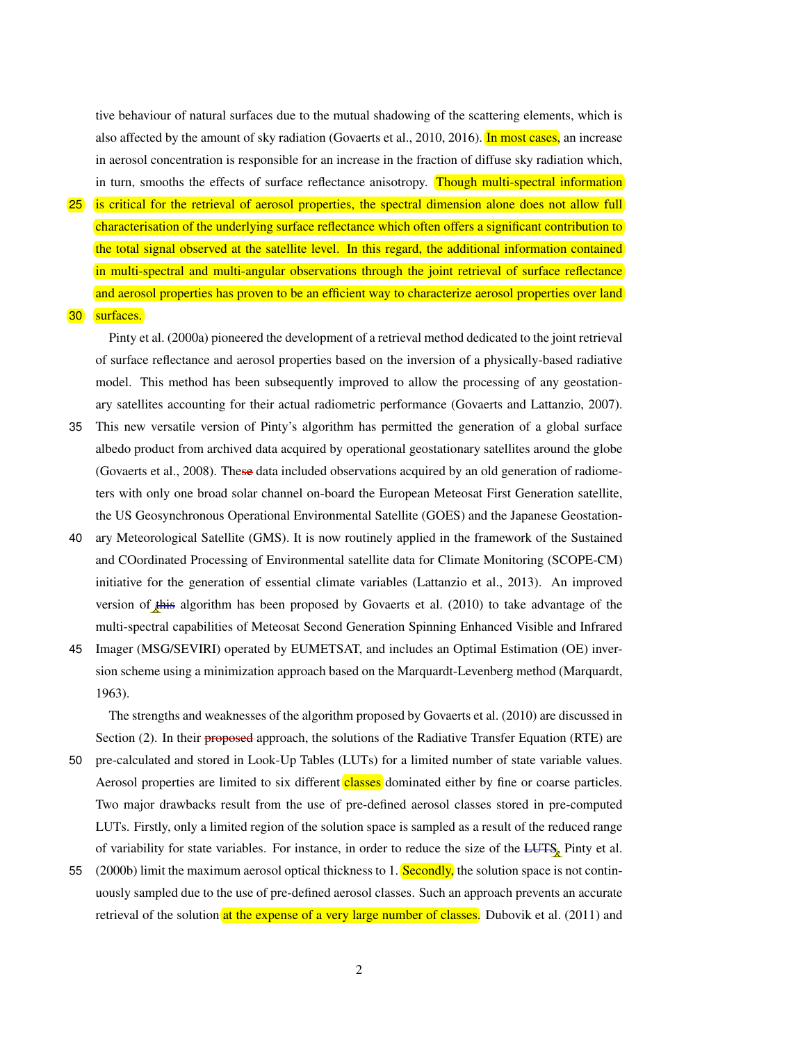tive behaviour of natural surfaces due to the mutual shadowing of the scattering elements, which is also affected by the amount of sky radiation (Govaerts et al., 2010, 2016). In most cases, an increase in aerosol concentration is responsible for an increase in the fraction of diffuse sky radiation which, in turn, smooths the effects of surface reflectance anisotropy. Though multi-spectral information is critical for the retrieval of aerosol properties, the spectral dimension alone does not allow full characterisation of the underlying surface reflectance which often offers a significant contribution to the total signal observed at the satellite level. In this regard, the additional information contained in multi-spectral and multi-angular observations through the joint retrieval of surface reflectance and aerosol properties has proven to be an efficient way to characterize aerosol properties over land surfaces.

Pinty et al. (2000a) pioneered the development of a retrieval method dedicated to the joint retrieval of surface reflectance and aerosol properties based on the inversion of a physically-based radiative model. This method has been subsequently improved to allow the processing of any geostationary satellites accounting for their actual radiometric performance (Govaerts and Lattanzio, 2007). This new versatile version of Pinty's algorithm has permitted the generation of a global surface albedo product from archived data acquired by operational geostationary satellites around the globe (Govaerts et al., 2008). These data included observations acquired by an old generation of radiometers with only one broad solar channel on-board the European Meteosat First Generation satellite, the US Geosynchronous Operational Environmental Satellite (GOES) and the Japanese Geostationary Meteorological Satellite (GMS). It is now routinely applied in the framework of the Sustained and COordinated Processing of Environmental satellite data for Climate Monitoring (SCOPE-CM) initiative for the generation of essential climate variables (Lattanzio et al., 2013). An improved version of this algorithm has been proposed by Govaerts et al. (2010) to take advantage of the multi-spectral capabilities of Meteosat Second Generation Spinning Enhanced Visible and Infrared Imager (MSG/SEVIRI) operated by EUMETSAT, and includes an Optimal Estimation (OE) inversion scheme using a minimization approach based on the Marquardt-Levenberg method (Marquardt, 1963).

The strengths and weaknesses of the algorithm proposed by Govaerts et al. (2010) are discussed in Section (2). In their proposed approach, the solutions of the Radiative Transfer Equation (RTE) are pre-calculated and stored in Look-Up Tables (LUTs) for a limited number of state variable values. Aerosol properties are limited to six different classes dominated either by fine or coarse particles. Two major drawbacks result from the use of pre-defined aerosol classes stored in pre-computed LUTs. Firstly, only a limited region of the solution space is sampled as a result of the reduced range of variability for state variables. For instance, in order to reduce the size of the LUTS, Pinty et al. (2000b) limit the maximum aerosol optical thickness to 1. Secondly, the solution space is not continuously sampled due to the use of pre-defined aerosol classes. Such an approach prevents an accurate retrieval of the solution at the expense of a very large number of classes. Dubovik et al. (2011) and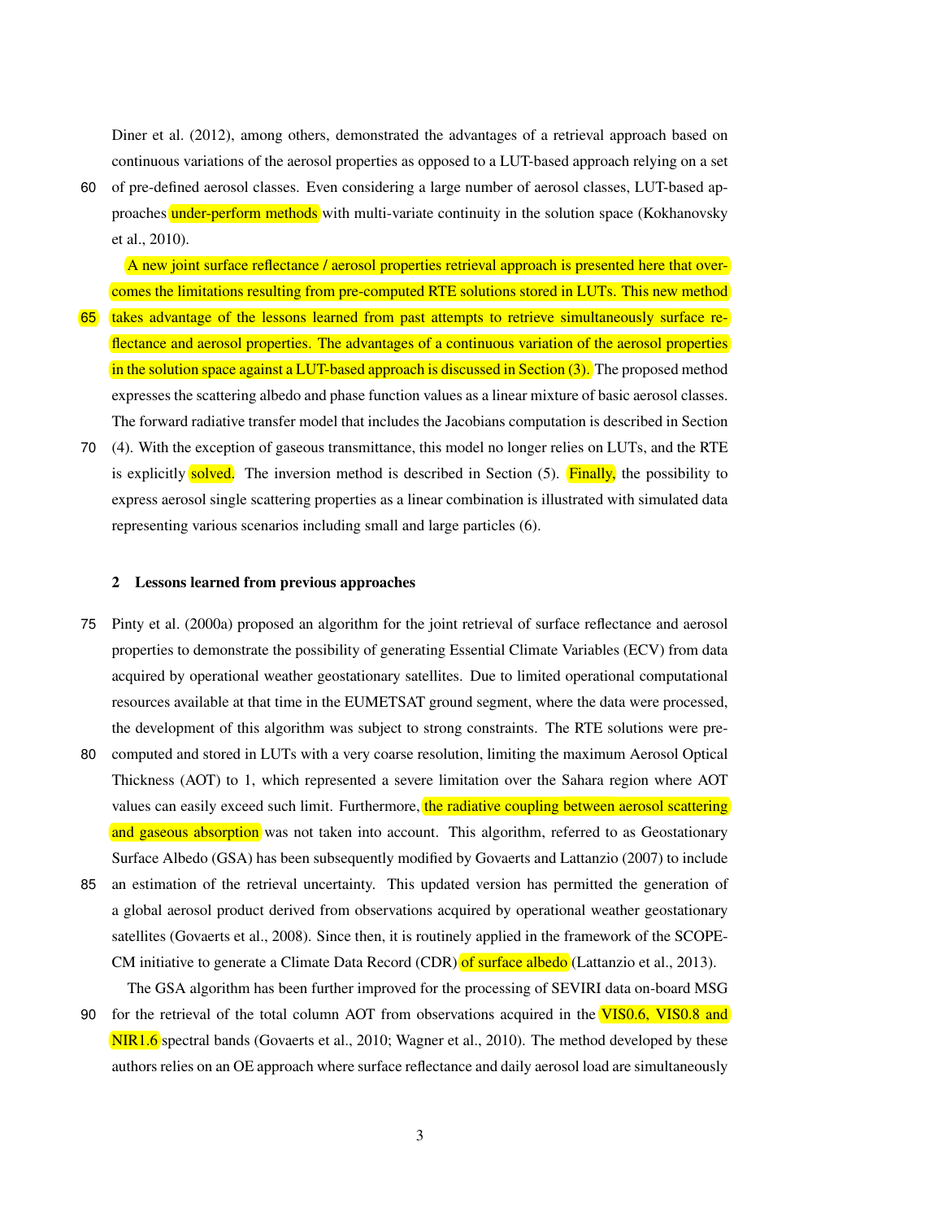Diner et al. (2012), among others, demonstrated the advantages of a retrieval approach based on continuous variations of the aerosol properties as opposed to a LUT-based approach relying on a set of pre-defined aerosol classes. Even considering a large number of aerosol classes, LUT-based approaches under-perform methods with multi-variate continuity in the solution space (Kokhanovsky et al., 2010).

A new joint surface reflectance / aerosol properties retrieval approach is presented here that overcomes the limitations resulting from pre-computed RTE solutions stored in LUTs. This new method takes advantage of the lessons learned from past attempts to retrieve simultaneously surface reflectance and aerosol properties. The advantages of a continuous variation of the aerosol properties in the solution space against a LUT-based approach is discussed in Section (3). The proposed method expresses the scattering albedo and phase function values as a linear mixture of basic aerosol classes. The forward radiative transfer model that includes the Jacobians computation is described in Section (4). With the exception of gaseous transmittance, this model no longer relies on LUTs, and the RTE is explicitly solved. The inversion method is described in Section (5). Finally, the possibility to express aerosol single scattering properties as a linear combination is illustrated with simulated data representing various scenarios including small and large particles (6).

## 2 Lessons learned from previous approaches

Pinty et al. (2000a) proposed an algorithm for the joint retrieval of surface reflectance and aerosol properties to demonstrate the possibility of generating Essential Climate Variables (ECV) from data acquired by operational weather geostationary satellites. Due to limited operational computational resources available at that time in the EUMETSAT ground segment, where the data were processed, the development of this algorithm was subject to strong constraints. The RTE solutions were pre-computed and stored in LUTs with a very coarse resolution, limiting the maximum Aerosol Optical Thickness (AOT) to 1, which represented a severe limitation over the Sahara region where AOT values can easily exceed such limit. Furthermore, the radiative coupling between aerosol scattering and gaseous absorption was not taken into account. This algorithm, referred to as Geostationary Surface Albedo (GSA) has been subsequently modified by Govaerts and Lattanzio (2007) to include an estimation of the retrieval uncertainty. This updated version has permitted the generation of a global aerosol product derived from observations acquired by operational weather geostationary satellites (Govaerts et al., 2008). Since then, it is routinely applied in the framework of the SCOPE-CM initiative to generate a Climate Data Record (CDR) of surface albedo (Lattanzio et al., 2013).

The GSA algorithm has been further improved for the processing of SEVIRI data on-board MSG for the retrieval of the total column AOT from observations acquired in the VIS0.6, VIS0.8 and NIR1.6 spectral bands (Govaerts et al., 2010; Wagner et al., 2010). The method developed by these authors relies on an OE approach where surface reflectance and daily aerosol load are simultaneously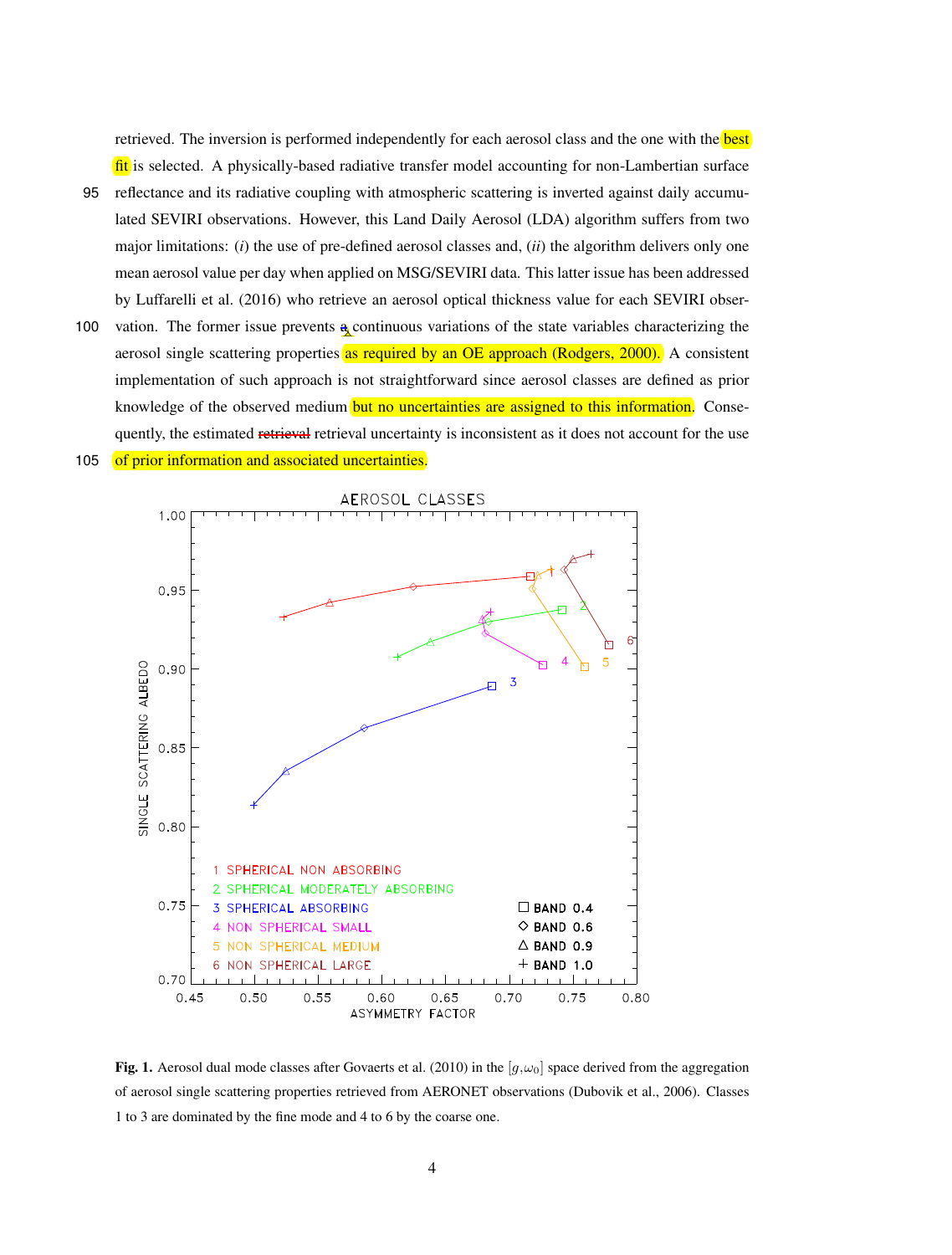retrieved. The inversion is performed independently for each aerosol class and the one with the best fit is selected. A physically-based radiative transfer model accounting for non-Lambertian surface reflectance and its radiative coupling with atmospheric scattering is inverted against daily accumulated SEVIRI observations. However, this Land Daily Aerosol (LDA) algorithm suffers from two major limitations: (*i*) the use of pre-defined aerosol classes and, (*ii*) the algorithm delivers only one mean aerosol value per day when applied on MSG/SEVIRI data. This latter issue has been addressed by Luffarelli et al. (2016) who retrieve an aerosol optical thickness value for each SEVIRI observation. The former issue prevents ~~a~~ continuous variations of the state variables characterizing the aerosol single scattering properties as required by an OE approach (Rodgers, 2000). A consistent implementation of such approach is not straightforward since aerosol classes are defined as prior knowledge of the observed medium but no uncertainties are assigned to this information. Consequently, the estimated ~~retrieval~~ retrieval uncertainty is inconsistent as it does not account for the use of prior information and associated uncertainties.

**Fig. 1.** Aerosol dual mode classes after Govaerts et al. (2010) in the $[g,\omega_0]$ space derived from the aggregation of aerosol single scattering properties retrieved from AERONET observations (Dubovik et al., 2006). Classes 1 to 3 are dominated by the fine mode and 4 to 6 by the coarse one.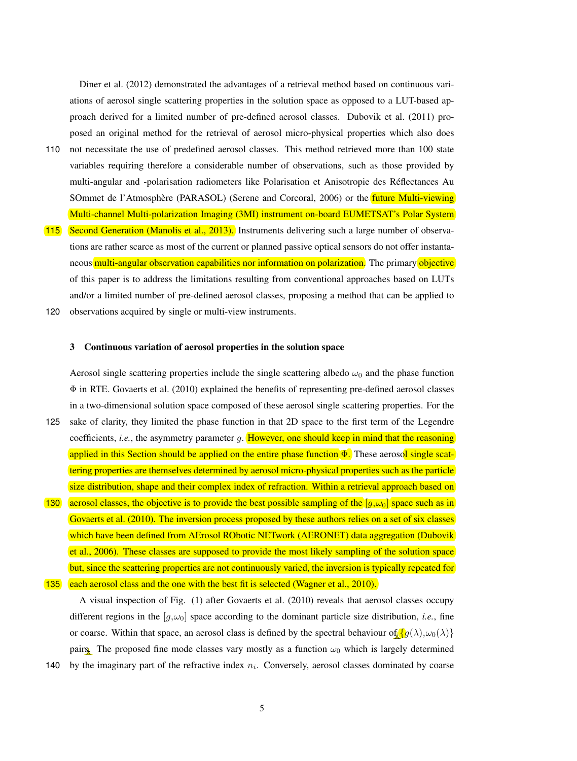Diner et al. (2012) demonstrated the advantages of a retrieval method based on continuous variations of aerosol single scattering properties in the solution space as opposed to a LUT-based approach derived for a limited number of pre-defined aerosol classes. Dubovik et al. (2011) proposed an original method for the retrieval of aerosol micro-physical properties which also does not necessitate the use of predefined aerosol classes. This method retrieved more than 100 state variables requiring therefore a considerable number of observations, such as those provided by multi-angular and -polarisation radiometers like Polarisation et Anisotropie des Réflectances Au SOmmet de l'Atmosphère (PARASOL) (Serene and Corcoral, 2006) or the future Multi-viewing Multi-channel Multi-polarization Imaging (3MI) instrument on-board EUMETSAT's Polar System Second Generation (Manolis et al., 2013). Instruments delivering such a large number of observations are rather scarce as most of the current or planned passive optical sensors do not offer instantaneous multi-angular observation capabilities nor information on polarization. The primary objective of this paper is to address the limitations resulting from conventional approaches based on LUTs and/or a limited number of pre-defined aerosol classes, proposing a method that can be applied to observations acquired by single or multi-view instruments.

## 3 Continuous variation of aerosol properties in the solution space

Aerosol single scattering properties include the single scattering albedo $\omega_0$ and the phase function $\Phi$ in RTE. Govaerts et al. (2010) explained the benefits of representing pre-defined aerosol classes in a two-dimensional solution space composed of these aerosol single scattering properties. For the sake of clarity, they limited the phase function in that 2D space to the first term of the Legendre coefficients, *i.e.*, the asymmetry parameter $g$. However, one should keep in mind that the reasoning applied in this Section should be applied on the entire phase function $\Phi$. These aerosol single scattering properties are themselves determined by aerosol micro-physical properties such as the particle size distribution, shape and their complex index of refraction. Within a retrieval approach based on aerosol classes, the objective is to provide the best possible sampling of the $[g,\omega_0]$ space such as in Govaerts et al. (2010). The inversion process proposed by these authors relies on a set of six classes which have been defined from AErosol RObotic NETwork (AERONET) data aggregation (Dubovik et al., 2006). These classes are supposed to provide the most likely sampling of the solution space but, since the scattering properties are not continuously varied, the inversion is typically repeated for each aerosol class and the one with the best fit is selected (Wagner et al., 2010).

A visual inspection of Fig. (1) after Govaerts et al. (2010) reveals that aerosol classes occupy different regions in the $[g,\omega_0]$ space according to the dominant particle size distribution, *i.e.*, fine or coarse. Within that space, an aerosol class is defined by the spectral behaviour of $\{g(\lambda),\omega_0(\lambda)\}$ pairs. The proposed fine mode classes vary mostly as a function $\omega_0$ which is largely determined by the imaginary part of the refractive index $n_i$. Conversely, aerosol classes dominated by coarse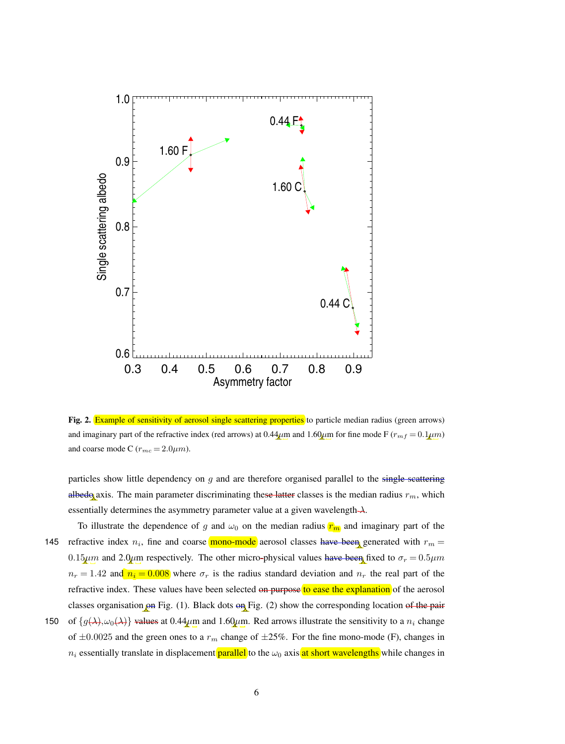Fig. 2. Example of sensitivity of aerosol single scattering properties to particle median radius (green arrows) and imaginary part of the refractive index (red arrows) at 0.44 μm and 1.60 μm for fine mode F ($r_{mf} = 0.1 \mu m$) and coarse mode C ($r_{mc} = 2.0 \mu m$).

particles show little dependency on $g$ and are therefore organised parallel to the single scattering albedo axis. The main parameter discriminating these latter classes is the median radius $r_m$, which essentially determines the asymmetry parameter value at a given wavelength $\lambda$.

To illustrate the dependence of $g$ and $\omega_0$ on the median radius $r_m$ and imaginary part of the refractive index $n_i$, fine and coarse mono-mode aerosol classes have been generated with $r_m = 0.15 \mu m$ and $2.0 \mu m$ respectively. The other micro-physical values have been fixed to $\sigma_r = 0.5 \mu m$ $n_r = 1.42$ and $n_i = 0.008$ where $\sigma_r$ is the radius standard deviation and $n_r$ the real part of the refractive index. These values have been selected on purpose to ease the explanation of the aerosol classes organisation on Fig. (1). Black dots on Fig. (2) show the corresponding location of the pair of $\{g(\lambda), \omega_0(\lambda)\}$ values at 0.44 μm and 1.60 μm. Red arrows illustrate the sensitivity to a $n_i$ change of $\pm 0.0025$ and the green ones to a $r_m$ change of $\pm 25\%$. For the fine mono-mode (F), changes in $n_i$ essentially translate in displacement parallel to the $\omega_0$ axis at short wavelengths while changes in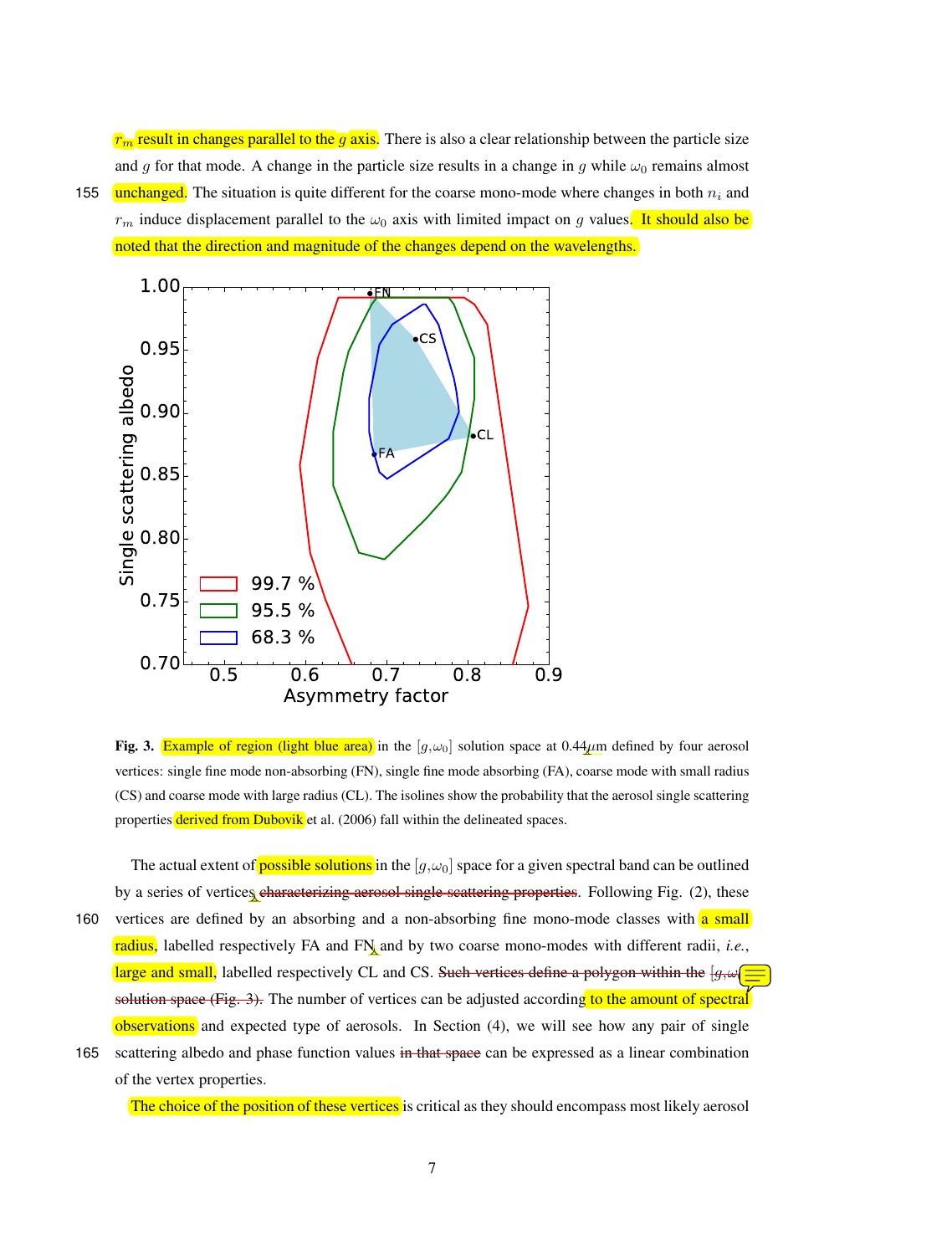$r_m$ result in changes parallel to the $g$ axis. There is also a clear relationship between the particle size and $g$ for that mode. A change in the particle size results in a change in $g$ while $\omega_0$ remains almost unchanged. The situation is quite different for the coarse mono-mode where changes in both $n_i$ and $r_m$ induce displacement parallel to the $\omega_0$ axis with limited impact on $g$ values. It should also be noted that the direction and magnitude of the changes depend on the wavelengths.

**Fig. 3.** Example of region (light blue area) in the $[g,\omega_0]$ solution space at 0.44$\mu$m defined by four aerosol vertices: single fine mode non-absorbing (FN), single fine mode absorbing (FA), coarse mode with small radius (CS) and coarse mode with large radius (CL). The isolines show the probability that the aerosol single scattering properties derived from Dubovik et al. (2006) fall within the delineated spaces.

The actual extent of possible solutions in the $[g,\omega_0]$ space for a given spectral band can be outlined by a series of vertices ~~characterizing aerosol single scattering properties~~. Following Fig. (2), these vertices are defined by an absorbing and a non-absorbing fine mono-mode classes with a small radius, labelled respectively FA and FN and by two coarse mono-modes with different radii, *i.e.*, large and small, labelled respectively CL and CS. ~~Such vertices define a polygon within the $[g,\omega_0]$ solution space (Fig. 3).~~ The number of vertices can be adjusted according to the amount of spectral observations and expected type of aerosols. In Section (4), we will see how any pair of single scattering albedo and phase function values ~~in that space~~ can be expressed as a linear combination of the vertex properties.

The choice of the position of these vertices is critical as they should encompass most likely aerosol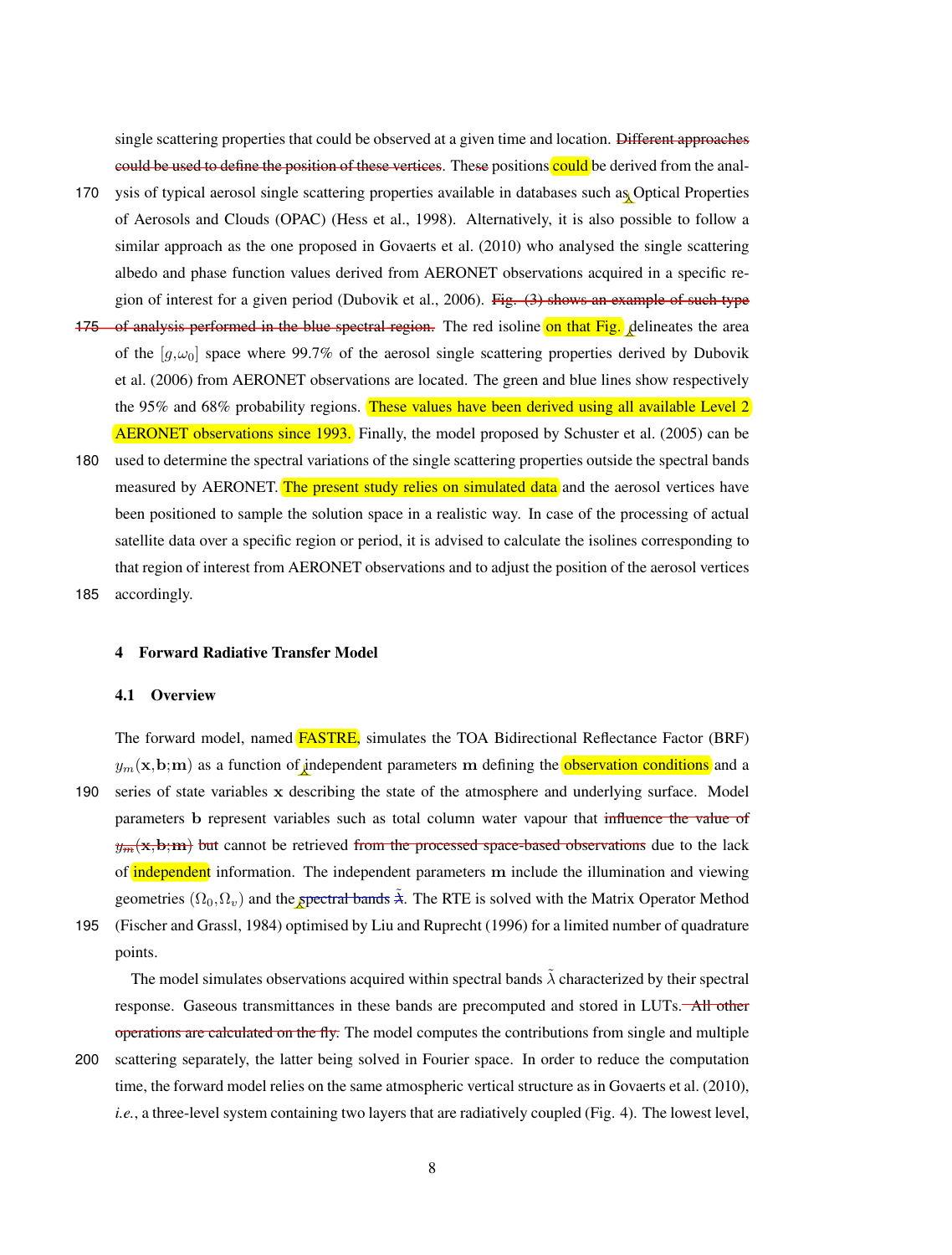single scattering properties that could be observed at a given time and location. Different approaches could be used to define the position of these vertices. These positions could be derived from the analysis of typical aerosol single scattering properties available in databases such as Optical Properties of Aerosols and Clouds (OPAC) (Hess et al., 1998). Alternatively, it is also possible to follow a similar approach as the one proposed in Govaerts et al. (2010) who analysed the single scattering albedo and phase function values derived from AERONET observations acquired in a specific region of interest for a given period (Dubovik et al., 2006). Fig. (3) shows an example of such type of analysis performed in the blue spectral region. The red isoline on that Fig. delineates the area of the $[g, \omega_0]$ space where 99.7% of the aerosol single scattering properties derived by Dubovik et al. (2006) from AERONET observations are located. The green and blue lines show respectively the 95% and 68% probability regions. These values have been derived using all available Level 2 AERONET observations since 1993. Finally, the model proposed by Schuster et al. (2005) can be used to determine the spectral variations of the single scattering properties outside the spectral bands measured by AERONET. The present study relies on simulated data and the aerosol vertices have been positioned to sample the solution space in a realistic way. In case of the processing of actual satellite data over a specific region or period, it is advised to calculate the isolines corresponding to that region of interest from AERONET observations and to adjust the position of the aerosol vertices accordingly.

## 4 Forward Radiative Transfer Model

### 4.1 Overview

The forward model, named FASTRE, simulates the TOA Bidirectional Reflectance Factor (BRF) $y_m(\mathbf{x}, \mathbf{b}; \mathbf{m})$ as a function of independent parameters $\mathbf{m}$ defining the observation conditions and a series of state variables $\mathbf{x}$ describing the state of the atmosphere and underlying surface. Model parameters $\mathbf{b}$ represent variables such as total column water vapour that influence the value of $y_m(\mathbf{x}, \mathbf{b}; \mathbf{m})$ but cannot be retrieved from the processed space-based observations due to the lack of independent information. The independent parameters $\mathbf{m}$ include the illumination and viewing geometries $(\Omega_0, \Omega_v)$ and the spectral bands $\tilde{\lambda}$. The RTE is solved with the Matrix Operator Method (Fischer and Grassl, 1984) optimised by Liu and Ruprecht (1996) for a limited number of quadrature points.

The model simulates observations acquired within spectral bands $\tilde{\lambda}$ characterized by their spectral response. Gaseous transmittances in these bands are precomputed and stored in LUTs. All other operations are calculated on the fly. The model computes the contributions from single and multiple scattering separately, the latter being solved in Fourier space. In order to reduce the computation time, the forward model relies on the same atmospheric vertical structure as in Govaerts et al. (2010), *i.e.*, a three-level system containing two layers that are radiatively coupled (Fig. 4). The lowest level,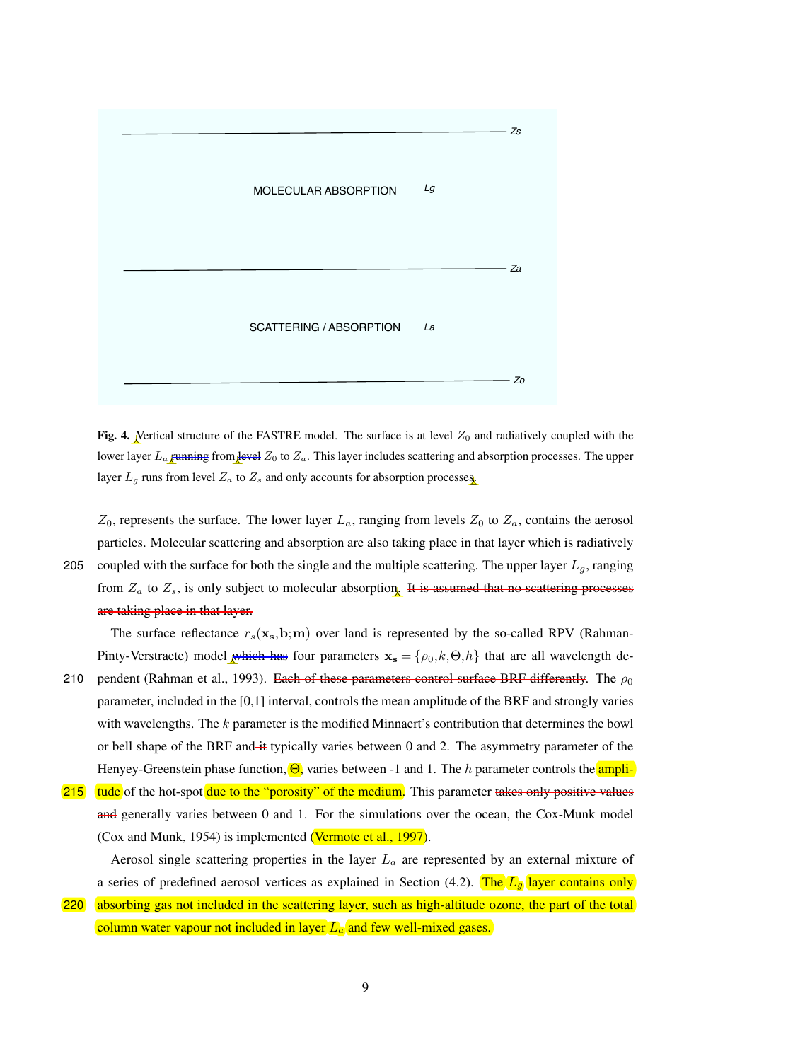MOLECULAR ABSORPTION $L_g$

SCATTERING / ABSORPTION $L_a$

$Z_s$, $Z_a$, $Z_o$

**Fig. 4.** Vertical structure of the FASTRE model. The surface is at level $Z_0$ and radiatively coupled with the lower layer $L_a$ running from level $Z_0$ to $Z_a$. This layer includes scattering and absorption processes. The upper layer $L_g$ runs from level $Z_a$ to $Z_s$ and only accounts for absorption processes.

$Z_0$, represents the surface. The lower layer $L_a$, ranging from levels $Z_0$ to $Z_a$, contains the aerosol particles. Molecular scattering and absorption are also taking place in that layer which is radiatively coupled with the surface for both the single and the multiple scattering. The upper layer $L_g$, ranging from $Z_a$ to $Z_s$, is only subject to molecular absorption. It is assumed that no scattering processes are taking place in that layer.

The surface reflectance $r_s(\mathbf{x_s},\mathbf{b};\mathbf{m})$ over land is represented by the so-called RPV (Rahman-Pinty-Verstraete) model which has four parameters $\mathbf{x_s} = \{\rho_0,k,\Theta,h\}$ that are all wavelength dependent (Rahman et al., 1993). Each of these parameters control surface BRF differently. The $\rho_0$ parameter, included in the [0,1] interval, controls the mean amplitude of the BRF and strongly varies with wavelengths. The $k$ parameter is the modified Minnaert's contribution that determines the bowl or bell shape of the BRF and it typically varies between 0 and 2. The asymmetry parameter of the Henyey-Greenstein phase function, $\Theta$, varies between -1 and 1. The $h$ parameter controls the amplitude of the hot-spot due to the "porosity" of the medium. This parameter takes only positive values and generally varies between 0 and 1. For the simulations over the ocean, the Cox-Munk model (Cox and Munk, 1954) is implemented (Vermote et al., 1997).

Aerosol single scattering properties in the layer $L_a$ are represented by an external mixture of a series of predefined aerosol vertices as explained in Section (4.2). The $L_g$ layer contains only absorbing gas not included in the scattering layer, such as high-altitude ozone, the part of the total column water vapour not included in layer $L_a$ and few well-mixed gases.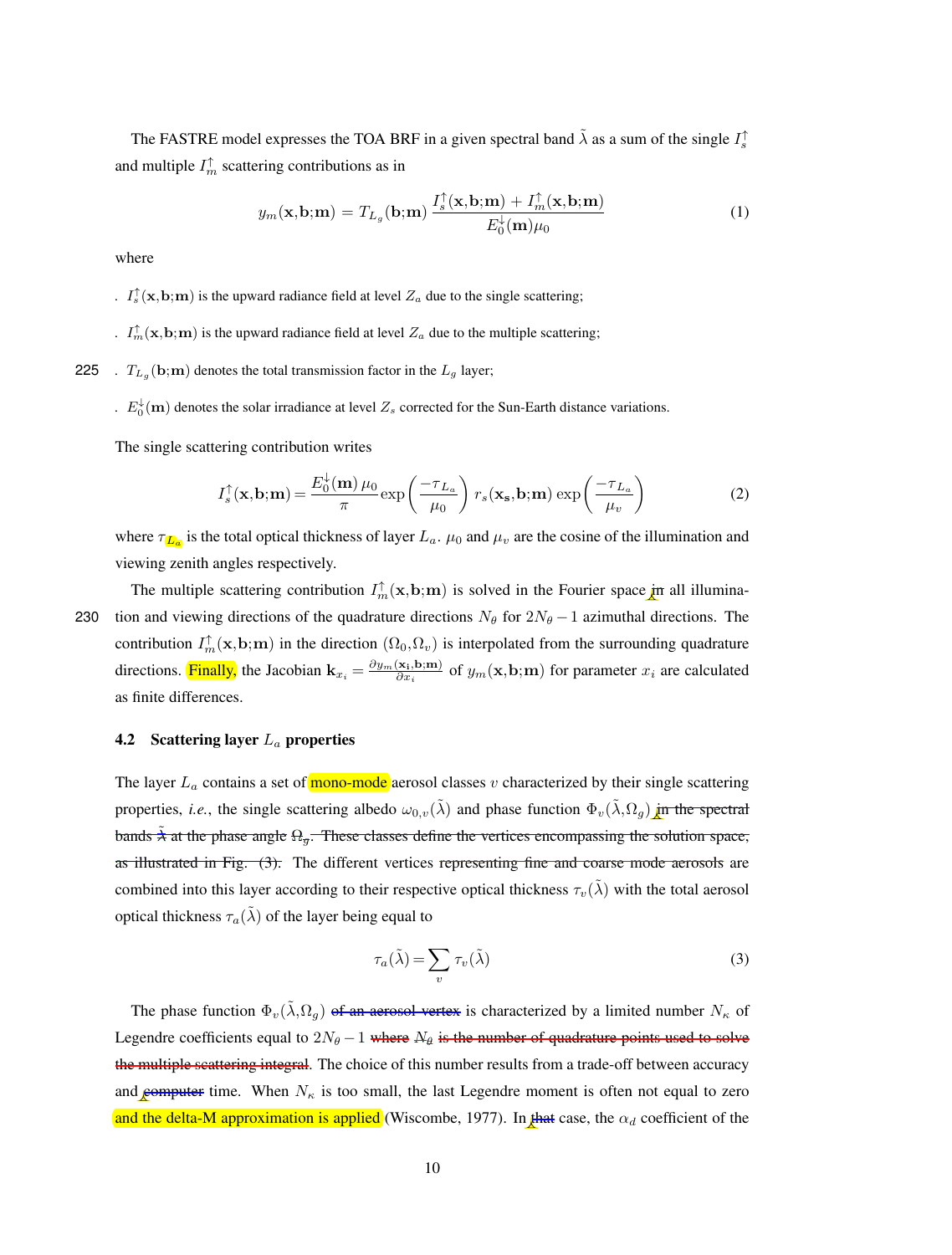The FASTRE model expresses the TOA BRF in a given spectral band $\tilde{\lambda}$ as a sum of the single $I_s^{\uparrow}$ and multiple $I_m^{\uparrow}$ scattering contributions as in

$$y_m(\mathbf{x},\mathbf{b};\mathbf{m}) = T_{L_g}(\mathbf{b};\mathbf{m})\,\frac{I_s^{\uparrow}(\mathbf{x},\mathbf{b};\mathbf{m}) + I_m^{\uparrow}(\mathbf{x},\mathbf{b};\mathbf{m})}{E_0^{\downarrow}(\mathbf{m})\mu_0} \tag{1}$$

where

- $I_s^{\uparrow}(\mathbf{x},\mathbf{b};\mathbf{m})$ is the upward radiance field at level $Z_a$ due to the single scattering;
- $I_m^{\uparrow}(\mathbf{x},\mathbf{b};\mathbf{m})$ is the upward radiance field at level $Z_a$ due to the multiple scattering;
- $T_{L_g}(\mathbf{b};\mathbf{m})$ denotes the total transmission factor in the $L_g$ layer;
- $E_0^{\downarrow}(\mathbf{m})$ denotes the solar irradiance at level $Z_s$ corrected for the Sun-Earth distance variations.

The single scattering contribution writes

$$I_s^{\uparrow}(\mathbf{x},\mathbf{b};\mathbf{m}) = \frac{E_0^{\downarrow}(\mathbf{m})\,\mu_0}{\pi}\exp\left(\frac{-\tau_{L_a}}{\mu_0}\right)\,r_s(\mathbf{x_s},\mathbf{b};\mathbf{m})\,\exp\left(\frac{-\tau_{L_a}}{\mu_v}\right) \tag{2}$$

where $\tau_{L_a}$ is the total optical thickness of layer $L_a$. $\mu_0$ and $\mu_v$ are the cosine of the illumination and viewing zenith angles respectively.

The multiple scattering contribution $I_m^{\uparrow}(\mathbf{x},\mathbf{b};\mathbf{m})$ is solved in the Fourier space ~~in~~ all illumination and viewing directions of the quadrature directions $N_\theta$ for $2N_\theta - 1$ azimuthal directions. The contribution $I_m^{\uparrow}(\mathbf{x},\mathbf{b};\mathbf{m})$ in the direction $(\Omega_0,\Omega_v)$ is interpolated from the surrounding quadrature directions. Finally, the Jacobian $\mathbf{k}_{x_i} = \frac{\partial y_m(\mathbf{x_i},\mathbf{b};\mathbf{m})}{\partial x_i}$ of $y_m(\mathbf{x},\mathbf{b};\mathbf{m})$ for parameter $x_i$ are calculated as finite differences.

### 4.2 Scattering layer $L_a$ properties

The layer $L_a$ contains a set of mono-mode aerosol classes $v$ characterized by their single scattering properties, *i.e.*, the single scattering albedo $\omega_{0,v}(\tilde{\lambda})$ and phase function $\Phi_v(\tilde{\lambda},\Omega_g)$ ~~in the spectral bands $\tilde{\lambda}$ at the phase angle $\Omega_g$. These classes define the vertices encompassing the solution space, as illustrated in Fig. (3).~~ The different vertices ~~representing fine and coarse mode aerosols~~ are combined into this layer according to their respective optical thickness $\tau_v(\tilde{\lambda})$ with the total aerosol optical thickness $\tau_a(\tilde{\lambda})$ of the layer being equal to

$$\tau_a(\tilde{\lambda}) = \sum_v \tau_v(\tilde{\lambda}) \tag{3}$$

The phase function $\Phi_v(\tilde{\lambda},\Omega_g)$ ~~of an aerosol vertex~~ is characterized by a limited number $N_\kappa$ of Legendre coefficients equal to $2N_\theta - 1$ ~~where $N_\theta$ is the number of quadrature points used to solve the multiple scattering integral~~. The choice of this number results from a trade-off between accuracy and ~~computer~~ time. When $N_\kappa$ is too small, the last Legendre moment is often not equal to zero and the delta-M approximation is applied (Wiscombe, 1977). In ~~that~~ case, the $\alpha_d$ coefficient of the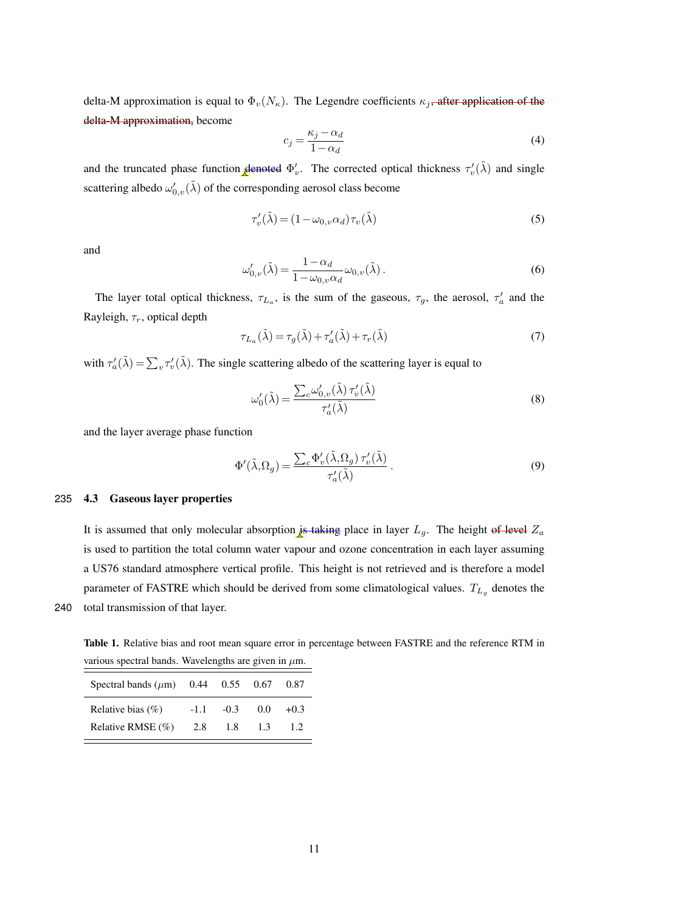delta-M approximation is equal to $\Phi_v(N_\kappa)$. The Legendre coefficients $\kappa_j$, after application of the delta-M approximation, become

$$c_j = \frac{\kappa_j - \alpha_d}{1 - \alpha_d} \tag{4}$$

and the truncated phase function denoted $\Phi'_v$. The corrected optical thickness $\tau'_v(\tilde{\lambda})$ and single scattering albedo $\omega'_{0,v}(\tilde{\lambda})$ of the corresponding aerosol class become

$$\tau'_v(\tilde{\lambda}) = (1 - \omega_{0,v}\alpha_d)\,\tau_v(\tilde{\lambda}) \tag{5}$$

and

$$\omega'_{0,v}(\tilde{\lambda}) = \frac{1 - \alpha_d}{1 - \omega_{0,v}\alpha_d}\,\omega_{0,v}(\tilde{\lambda})\,. \tag{6}$$

The layer total optical thickness, $\tau_{L_a}$, is the sum of the gaseous, $\tau_g$, the aerosol, $\tau'_a$ and the Rayleigh, $\tau_r$, optical depth

$$\tau_{L_a}(\tilde{\lambda}) = \tau_g(\tilde{\lambda}) + \tau'_a(\tilde{\lambda}) + \tau_r(\tilde{\lambda}) \tag{7}$$

with $\tau'_a(\tilde{\lambda}) = \sum_v \tau'_v(\tilde{\lambda})$. The single scattering albedo of the scattering layer is equal to

$$\omega'_0(\tilde{\lambda}) = \frac{\sum_c \omega'_{0,v}(\tilde{\lambda})\,\tau'_v(\tilde{\lambda})}{\tau'_a(\tilde{\lambda})} \tag{8}$$

and the layer average phase function

$$\Phi'(\tilde{\lambda},\Omega_g) = \frac{\sum_c \Phi'_v(\tilde{\lambda},\Omega_g)\,\tau'_v(\tilde{\lambda})}{\tau'_a(\tilde{\lambda})}\,. \tag{9}$$

### 4.3 Gaseous layer properties

It is assumed that only molecular absorption is taking place in layer $L_g$. The height of level $Z_a$ is used to partition the total column water vapour and ozone concentration in each layer assuming a US76 standard atmosphere vertical profile. This height is not retrieved and is therefore a model parameter of FASTRE which should be derived from some climatological values. $T_{L_g}$ denotes the total transmission of that layer.

**Table 1.** Relative bias and root mean square error in percentage between FASTRE and the reference RTM in various spectral bands. Wavelengths are given in $\mu$m.

| Spectral bands ($\mu$m) | 0.44 | 0.55 | 0.67 | 0.87 |
|---|---|---|---|---|
| Relative bias (%) | -1.1 | -0.3 | 0.0 | +0.3 |
| Relative RMSE (%) | 2.8 | 1.8 | 1.3 | 1.2 |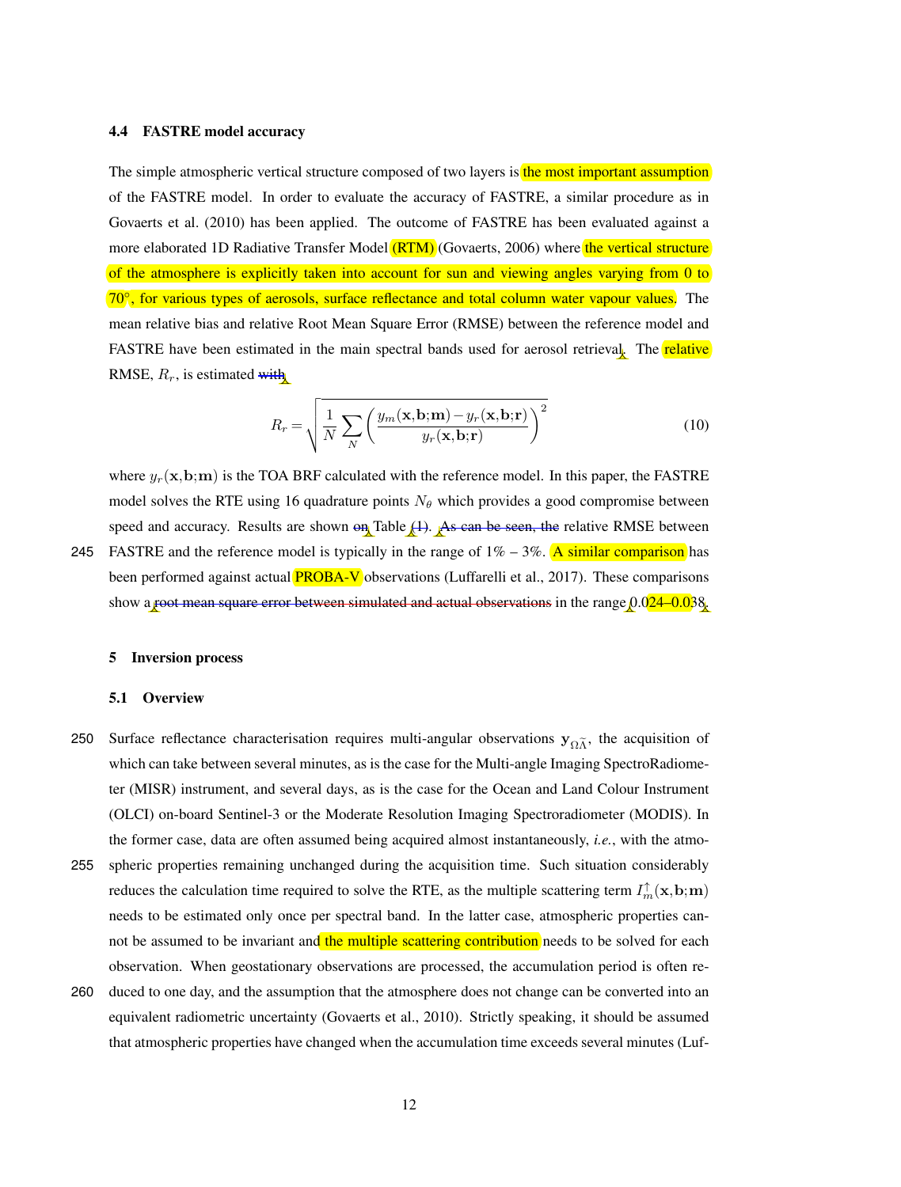### 4.4 FASTRE model accuracy

The simple atmospheric vertical structure composed of two layers is the most important assumption of the FASTRE model. In order to evaluate the accuracy of FASTRE, a similar procedure as in Govaerts et al. (2010) has been applied. The outcome of FASTRE has been evaluated against a more elaborated 1D Radiative Transfer Model (RTM) (Govaerts, 2006) where the vertical structure of the atmosphere is explicitly taken into account for sun and viewing angles varying from 0 to 70°, for various types of aerosols, surface reflectance and total column water vapour values. The mean relative bias and relative Root Mean Square Error (RMSE) between the reference model and FASTRE have been estimated in the main spectral bands used for aerosol retrieval. The relative RMSE, $R_r$, is estimated with

$$R_r = \sqrt{\frac{1}{N}\sum_N \left(\frac{y_m(\mathbf{x},\mathbf{b};\mathbf{m}) - y_r(\mathbf{x},\mathbf{b};\mathbf{r})}{y_r(\mathbf{x},\mathbf{b};\mathbf{r})}\right)^2} \tag{10}$$

where $y_r(\mathbf{x},\mathbf{b};\mathbf{m})$ is the TOA BRF calculated with the reference model. In this paper, the FASTRE model solves the RTE using 16 quadrature points $N_\theta$ which provides a good compromise between speed and accuracy. Results are shown on Table (1). As can be seen, the relative RMSE between FASTRE and the reference model is typically in the range of 1% – 3%. A similar comparison has been performed against actual PROBA-V observations (Luffarelli et al., 2017). These comparisons show a root mean square error between simulated and actual observations in the range 0.024–0.038.

## 5 Inversion process

### 5.1 Overview

Surface reflectance characterisation requires multi-angular observations $\mathbf{y}_{\Omega\widetilde{\Lambda}}$, the acquisition of which can take between several minutes, as is the case for the Multi-angle Imaging SpectroRadiometer (MISR) instrument, and several days, as is the case for the Ocean and Land Colour Instrument (OLCI) on-board Sentinel-3 or the Moderate Resolution Imaging Spectroradiometer (MODIS). In the former case, data are often assumed being acquired almost instantaneously, *i.e.*, with the atmospheric properties remaining unchanged during the acquisition time. Such situation considerably reduces the calculation time required to solve the RTE, as the multiple scattering term $I_m^{\uparrow}(\mathbf{x},\mathbf{b};\mathbf{m})$ needs to be estimated only once per spectral band. In the latter case, atmospheric properties cannot be assumed to be invariant and the multiple scattering contribution needs to be solved for each observation. When geostationary observations are processed, the accumulation period is often reduced to one day, and the assumption that the atmosphere does not change can be converted into an equivalent radiometric uncertainty (Govaerts et al., 2010). Strictly speaking, it should be assumed that atmospheric properties have changed when the accumulation time exceeds several minutes (Luf-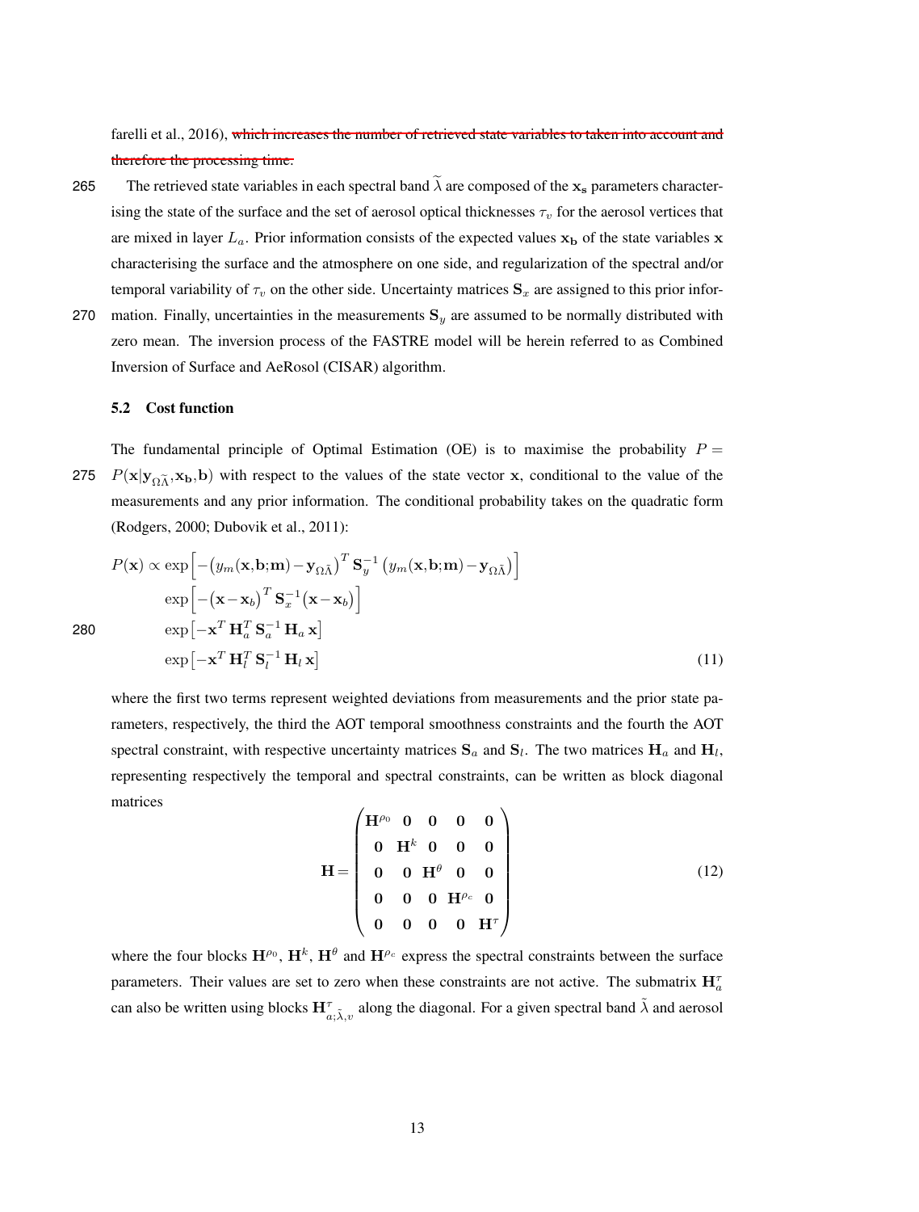farelli et al., 2016), ~~which increases the number of retrieved state variables to taken into account and therefore the processing time.~~

The retrieved state variables in each spectral band $\widetilde{\lambda}$ are composed of the $\mathbf{x_s}$ parameters characterising the state of the surface and the set of aerosol optical thicknesses $\tau_v$ for the aerosol vertices that are mixed in layer $L_a$. Prior information consists of the expected values $\mathbf{x_b}$ of the state variables $\mathbf{x}$ characterising the surface and the atmosphere on one side, and regularization of the spectral and/or temporal variability of $\tau_v$ on the other side. Uncertainty matrices $\mathbf{S}_x$ are assigned to this prior information. Finally, uncertainties in the measurements $\mathbf{S}_y$ are assumed to be normally distributed with zero mean. The inversion process of the FASTRE model will be herein referred to as Combined Inversion of Surface and AeRosol (CISAR) algorithm.

### 5.2 Cost function

The fundamental principle of Optimal Estimation (OE) is to maximise the probability $P = P(\mathbf{x}|\mathbf{y}_{\Omega\widetilde{\Lambda}}, \mathbf{x_b}, \mathbf{b})$ with respect to the values of the state vector $\mathbf{x}$, conditional to the value of the measurements and any prior information. The conditional probability takes on the quadratic form (Rodgers, 2000; Dubovik et al., 2011):

$$
\begin{aligned}
P(\mathbf{x}) \propto\, & \exp\left[-\left(y_m(\mathbf{x},\mathbf{b};\mathbf{m}) - \mathbf{y}_{\Omega\tilde{\Lambda}}\right)^T \mathbf{S}_y^{-1} \left(y_m(\mathbf{x},\mathbf{b};\mathbf{m}) - \mathbf{y}_{\Omega\tilde{\Lambda}}\right)\right] \\
& \exp\left[-\left(\mathbf{x}-\mathbf{x}_b\right)^T \mathbf{S}_x^{-1} \left(\mathbf{x}-\mathbf{x}_b\right)\right] \\
& \exp\left[-\mathbf{x}^T \mathbf{H}_a^T \mathbf{S}_a^{-1} \mathbf{H}_a \mathbf{x}\right] \\
& \exp\left[-\mathbf{x}^T \mathbf{H}_l^T \mathbf{S}_l^{-1} \mathbf{H}_l \mathbf{x}\right]
\end{aligned}
\tag{11}
$$

where the first two terms represent weighted deviations from measurements and the prior state parameters, respectively, the third the AOT temporal smoothness constraints and the fourth the AOT spectral constraint, with respective uncertainty matrices $\mathbf{S}_a$ and $\mathbf{S}_l$. The two matrices $\mathbf{H}_a$ and $\mathbf{H}_l$, representing respectively the temporal and spectral constraints, can be written as block diagonal matrices

$$
\mathbf{H} = \begin{pmatrix}
\mathbf{H}^{\rho_0} & \mathbf{0} & \mathbf{0} & \mathbf{0} & \mathbf{0} \\
\mathbf{0} & \mathbf{H}^{k} & \mathbf{0} & \mathbf{0} & \mathbf{0} \\
\mathbf{0} & \mathbf{0} & \mathbf{H}^{\theta} & \mathbf{0} & \mathbf{0} \\
\mathbf{0} & \mathbf{0} & \mathbf{0} & \mathbf{H}^{\rho_c} & \mathbf{0} \\
\mathbf{0} & \mathbf{0} & \mathbf{0} & \mathbf{0} & \mathbf{H}^{\tau}
\end{pmatrix}
\tag{12}
$$

where the four blocks $\mathbf{H}^{\rho_0}$, $\mathbf{H}^{k}$, $\mathbf{H}^{\theta}$ and $\mathbf{H}^{\rho_c}$ express the spectral constraints between the surface parameters. Their values are set to zero when these constraints are not active. The submatrix $\mathbf{H}_a^{\tau}$ can also be written using blocks $\mathbf{H}^{\tau}_{a;\tilde{\lambda},v}$ along the diagonal. For a given spectral band $\tilde{\lambda}$ and aerosol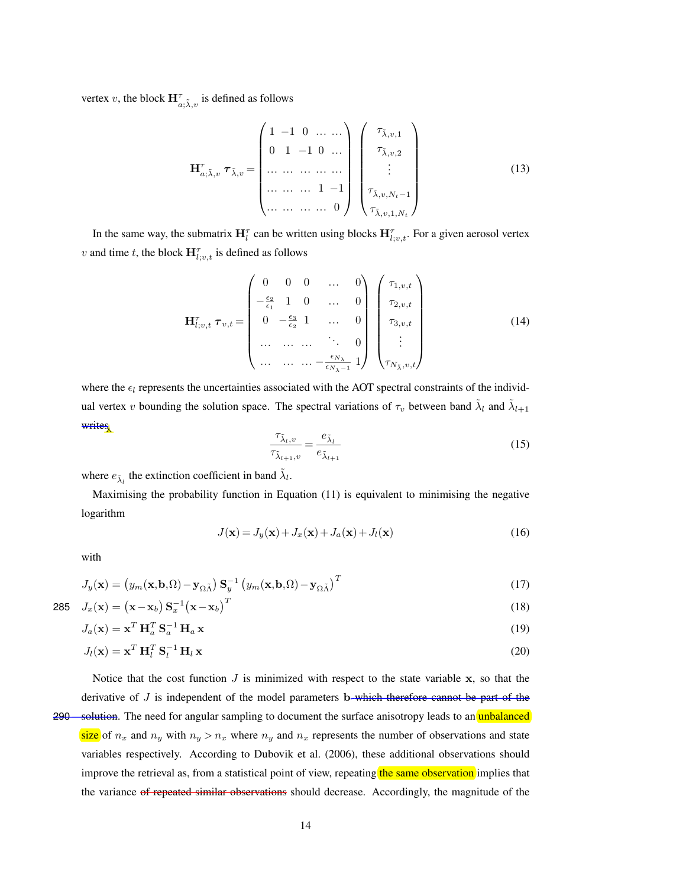vertex $v$, the block $\mathbf{H}^{\tau}_{a;\tilde{\lambda},v}$ is defined as follows

$$\mathbf{H}^{\tau}_{a;\tilde{\lambda},v}\ \boldsymbol{\tau}_{\tilde{\lambda},v} = \begin{pmatrix} 1 & -1 & 0 & \dots & \dots \\ 0 & 1 & -1 & 0 & \dots \\ \dots & \dots & \dots & \dots & \dots \\ \dots & \dots & \dots & 1 & -1 \\ \dots & \dots & \dots & \dots & 0 \end{pmatrix} \begin{pmatrix} \tau_{\tilde{\lambda},v,1} \\ \tau_{\tilde{\lambda},v,2} \\ \vdots \\ \tau_{\tilde{\lambda},v,N_t-1} \\ \tau_{\tilde{\lambda},v,1,N_t} \end{pmatrix} \tag{13}$$

In the same way, the submatrix $\mathbf{H}^{\tau}_{l}$ can be written using blocks $\mathbf{H}^{\tau}_{l;v,t}$. For a given aerosol vertex $v$ and time $t$, the block $\mathbf{H}^{\tau}_{l;v,t}$ is defined as follows

$$\mathbf{H}^{\tau}_{l;v,t}\ \boldsymbol{\tau}_{v,t} = \begin{pmatrix} 0 & 0 & 0 & \dots & 0 \\ -\frac{\epsilon_2}{\epsilon_1} & 1 & 0 & \dots & 0 \\ 0 & -\frac{\epsilon_3}{\epsilon_2} & 1 & \dots & 0 \\ \dots & \dots & \dots & \ddots & 0 \\ \dots & \dots & \dots & -\frac{\epsilon_{N_\lambda}}{\epsilon_{N_\lambda-1}} & 1 \end{pmatrix} \begin{pmatrix} \tau_{1,v,t} \\ \tau_{2,v,t} \\ \tau_{3,v,t} \\ \vdots \\ \tau_{N_{\tilde{\lambda}},v,t} \end{pmatrix} \tag{14}$$

where the $\epsilon_l$ represents the uncertainties associated with the AOT spectral constraints of the individual vertex $v$ bounding the solution space. The spectral variations of $\tau_v$ between band $\tilde{\lambda}_l$ and $\tilde{\lambda}_{l+1}$ ~~writes~~,

$$\frac{\tau_{\tilde{\lambda}_l,v}}{\tau_{\tilde{\lambda}_{l+1},v}} = \frac{e_{\tilde{\lambda}_l}}{e_{\tilde{\lambda}_{l+1}}} \tag{15}$$

where $e_{\tilde{\lambda}_l}$ the extinction coefficient in band $\tilde{\lambda}_l$.

Maximising the probability function in Equation (11) is equivalent to minimising the negative logarithm

$$J(\mathbf{x}) = J_y(\mathbf{x}) + J_x(\mathbf{x}) + J_a(\mathbf{x}) + J_l(\mathbf{x}) \tag{16}$$

with

$$J_y(\mathbf{x}) = \left(y_m(\mathbf{x},\mathbf{b},\Omega) - \mathbf{y}_{\Omega\tilde{\Lambda}}\right) \mathbf{S}_y^{-1} \left(y_m(\mathbf{x},\mathbf{b},\Omega) - \mathbf{y}_{\Omega\tilde{\Lambda}}\right)^T \tag{17}$$

$$J_x(\mathbf{x}) = \left(\mathbf{x} - \mathbf{x}_b\right) \mathbf{S}_x^{-1} \left(\mathbf{x} - \mathbf{x}_b\right)^T \tag{18}$$

$$J_a(\mathbf{x}) = \mathbf{x}^T\, \mathbf{H}_a^T\, \mathbf{S}_a^{-1}\, \mathbf{H}_a\, \mathbf{x} \tag{19}$$

$$J_l(\mathbf{x}) = \mathbf{x}^T\, \mathbf{H}_l^T\, \mathbf{S}_l^{-1}\, \mathbf{H}_l\, \mathbf{x} \tag{20}$$

Notice that the cost function $J$ is minimized with respect to the state variable $\mathbf{x}$, so that the derivative of $J$ is independent of the model parameters $\mathbf{b}$ ~~which therefore cannot be part of the solution~~. The need for angular sampling to document the surface anisotropy leads to an unbalanced size of $n_x$ and $n_y$ with $n_y > n_x$ where $n_y$ and $n_x$ represents the number of observations and state variables respectively. According to Dubovik et al. (2006), these additional observations should improve the retrieval as, from a statistical point of view, repeating the same observation implies that the variance ~~of repeated similar observations~~ should decrease. Accordingly, the magnitude of the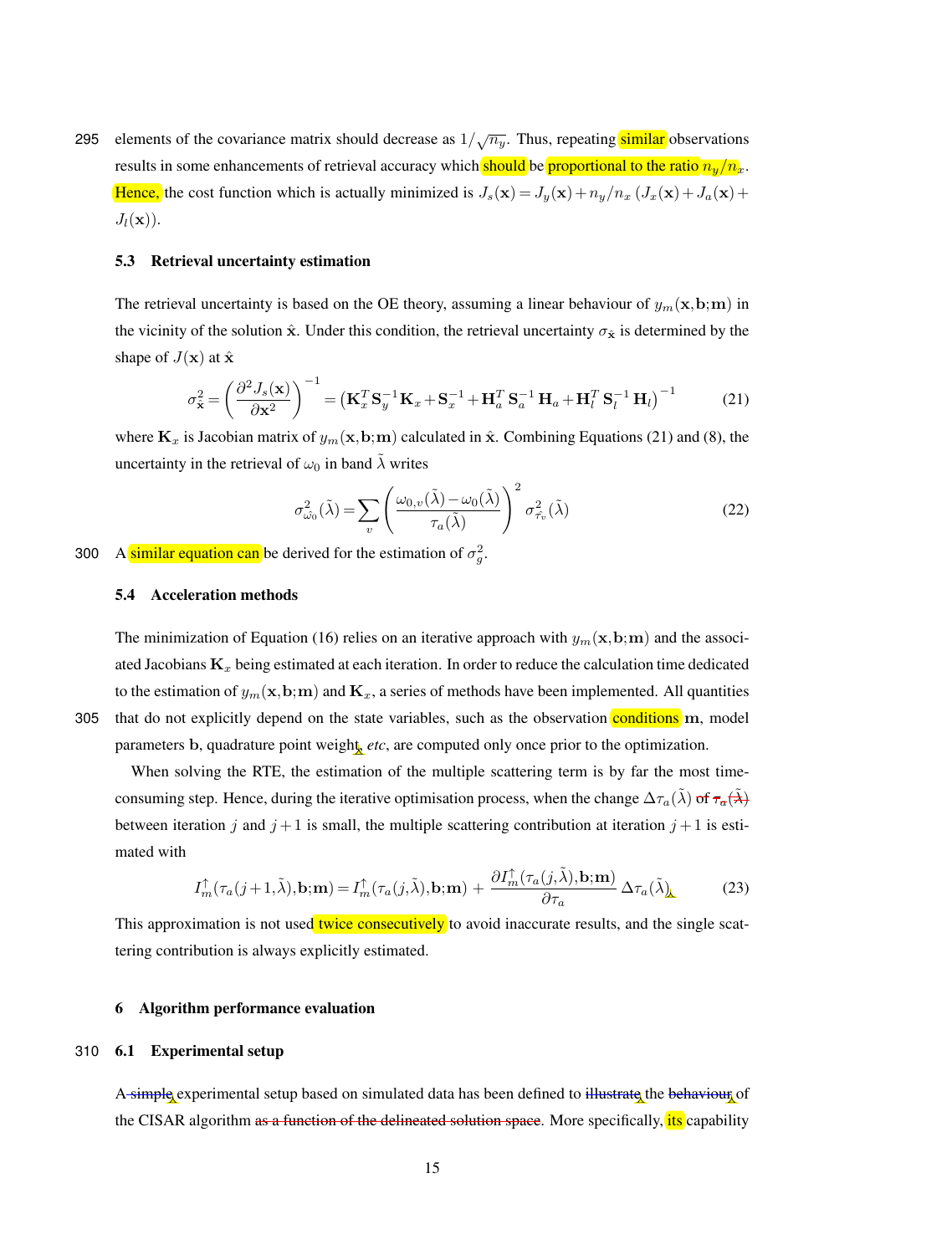elements of the covariance matrix should decrease as $1/\sqrt{n_y}$. Thus, repeating similar observations results in some enhancements of retrieval accuracy which should be proportional to the ratio $n_y/n_x$. Hence, the cost function which is actually minimized is $J_s(\mathbf{x}) = J_y(\mathbf{x}) + n_y/n_x\,(J_x(\mathbf{x}) + J_a(\mathbf{x}) + J_l(\mathbf{x}))$.

### 5.3 Retrieval uncertainty estimation

The retrieval uncertainty is based on the OE theory, assuming a linear behaviour of $y_m(\mathbf{x},\mathbf{b};\mathbf{m})$ in the vicinity of the solution $\hat{\mathbf{x}}$. Under this condition, the retrieval uncertainty $\sigma_{\hat{\mathbf{x}}}$ is determined by the shape of $J(\mathbf{x})$ at $\hat{\mathbf{x}}$

$$\sigma_{\hat{\mathbf{x}}}^2 = \left(\frac{\partial^2 J_s(\mathbf{x})}{\partial \mathbf{x}^2}\right)^{-1} = \left(\mathbf{K}_x^T \mathbf{S}_y^{-1} \mathbf{K}_x + \mathbf{S}_x^{-1} + \mathbf{H}_a^T\,\mathbf{S}_a^{-1}\,\mathbf{H}_a + \mathbf{H}_l^T\,\mathbf{S}_l^{-1}\,\mathbf{H}_l\right)^{-1} \tag{21}$$

where $\mathbf{K}_x$ is Jacobian matrix of $y_m(\mathbf{x},\mathbf{b};\mathbf{m})$ calculated in $\hat{\mathbf{x}}$. Combining Equations (21) and (8), the uncertainty in the retrieval of $\omega_0$ in band $\tilde{\lambda}$ writes

$$\sigma_{\hat{\omega}_0}^2(\tilde{\lambda}) = \sum_v \left(\frac{\omega_{0,v}(\tilde{\lambda}) - \omega_0(\tilde{\lambda})}{\tau_a(\tilde{\lambda})}\right)^2 \sigma_{\hat{\tau}_v}^2(\tilde{\lambda}) \tag{22}$$

A similar equation can be derived for the estimation of $\sigma_g^2$.

### 5.4 Acceleration methods

The minimization of Equation (16) relies on an iterative approach with $y_m(\mathbf{x},\mathbf{b};\mathbf{m})$ and the associated Jacobians $\mathbf{K}_x$ being estimated at each iteration. In order to reduce the calculation time dedicated to the estimation of $y_m(\mathbf{x},\mathbf{b};\mathbf{m})$ and $\mathbf{K}_x$, a series of methods have been implemented. All quantities that do not explicitly depend on the state variables, such as the observation conditions $\mathbf{m}$, model parameters $\mathbf{b}$, quadrature point weight, *etc*, are computed only once prior to the optimization.

When solving the RTE, the estimation of the multiple scattering term is by far the most time-consuming step. Hence, during the iterative optimisation process, when the change $\Delta\tau_a(\tilde{\lambda})$ ~~of $\tau_a(\tilde{\lambda})$~~ between iteration $j$ and $j+1$ is small, the multiple scattering contribution at iteration $j+1$ is estimated with

$$I_m^{\uparrow}(\tau_a(j+1,\tilde{\lambda}),\mathbf{b};\mathbf{m}) = I_m^{\uparrow}(\tau_a(j,\tilde{\lambda}),\mathbf{b};\mathbf{m}) + \frac{\partial I_m^{\uparrow}(\tau_a(j,\tilde{\lambda}),\mathbf{b};\mathbf{m})}{\partial \tau_a}\,\Delta\tau_a(\tilde{\lambda}) \tag{23}$$

This approximation is not used twice consecutively to avoid inaccurate results, and the single scattering contribution is always explicitly estimated.

## 6 Algorithm performance evaluation

### 6.1 Experimental setup

A ~~simple~~ experimental setup based on simulated data has been defined to illustrate the behaviour of the CISAR algorithm ~~as a function of the delineated solution space~~. More specifically, its capability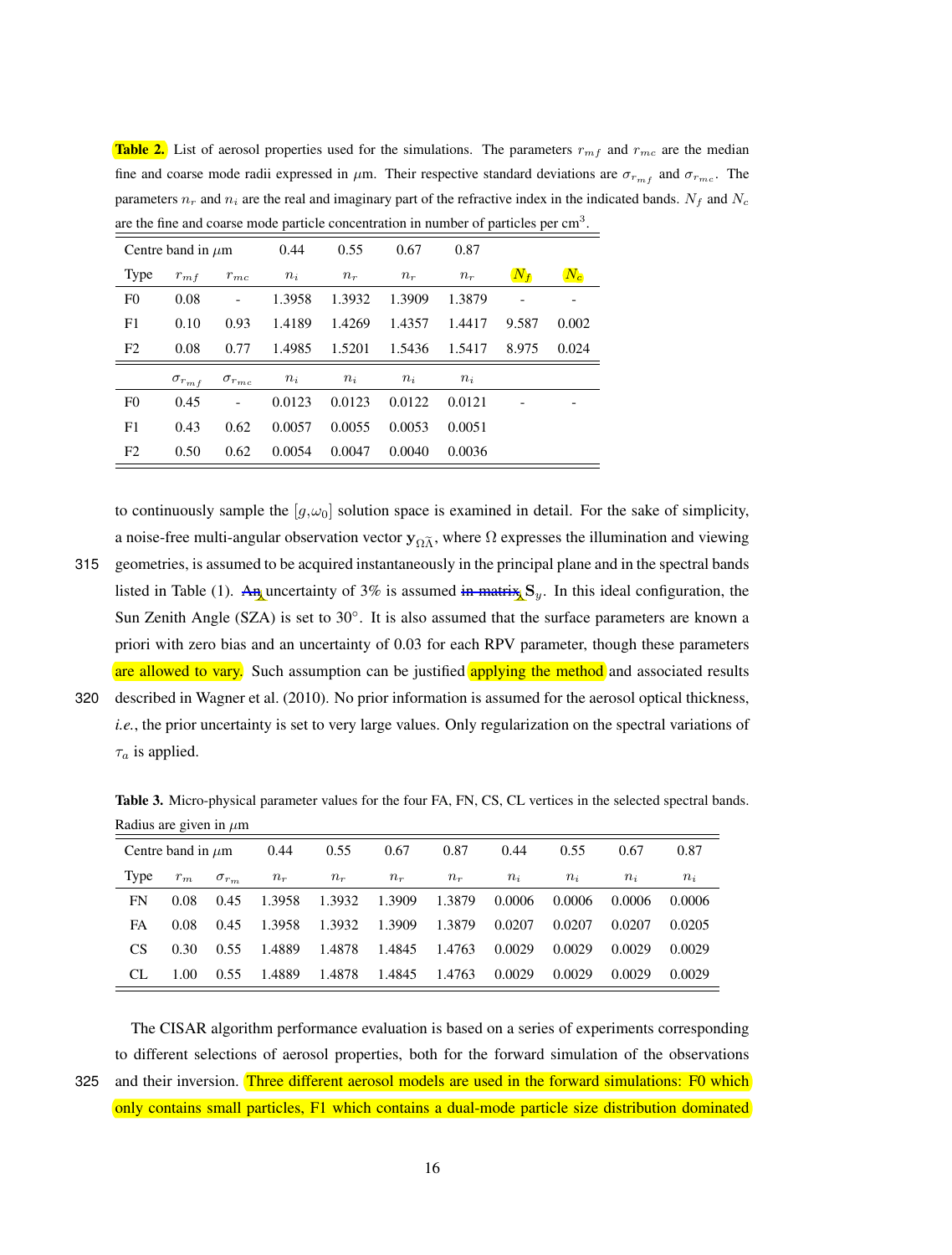**Table 2.** List of aerosol properties used for the simulations. The parameters $r_{mf}$ and $r_{mc}$ are the median fine and coarse mode radii expressed in $\mu$m. Their respective standard deviations are $\sigma_{r_{mf}}$ and $\sigma_{r_{mc}}$. The parameters $n_r$ and $n_i$ are the real and imaginary part of the refractive index in the indicated bands. $N_f$ and $N_c$ are the fine and coarse mode particle concentration in number of particles per cm$^3$.

| Centre band in $\mu$m | | | 0.44 | 0.55 | 0.67 | 0.87 | | |
|---|---|---|---|---|---|---|---|---|
| Type | $r_{mf}$ | $r_{mc}$ | $n_i$ | $n_r$ | $n_r$ | $n_r$ | $N_f$ | $N_c$ |
| F0 | 0.08 | - | 1.3958 | 1.3932 | 1.3909 | 1.3879 | - | - |
| F1 | 0.10 | 0.93 | 1.4189 | 1.4269 | 1.4357 | 1.4417 | 9.587 | 0.002 |
| F2 | 0.08 | 0.77 | 1.4985 | 1.5201 | 1.5436 | 1.5417 | 8.975 | 0.024 |
| | $\sigma_{r_{mf}}$ | $\sigma_{r_{mc}}$ | $n_i$ | $n_i$ | $n_i$ | $n_i$ | | |
| F0 | 0.45 | - | 0.0123 | 0.0123 | 0.0122 | 0.0121 | - | - |
| F1 | 0.43 | 0.62 | 0.0057 | 0.0055 | 0.0053 | 0.0051 | | |
| F2 | 0.50 | 0.62 | 0.0054 | 0.0047 | 0.0040 | 0.0036 | | |

to continuously sample the $[g,\omega_0]$ solution space is examined in detail. For the sake of simplicity, a noise-free multi-angular observation vector $\mathbf{y}_{\Omega\widetilde{\Lambda}}$, where $\Omega$ expresses the illumination and viewing geometries, is assumed to be acquired instantaneously in the principal plane and in the spectral bands listed in Table (1). ~~An~~ uncertainty of 3% is assumed ~~in matrix~~ $\mathbf{S}_y$. In this ideal configuration, the Sun Zenith Angle (SZA) is set to 30°. It is also assumed that the surface parameters are known a priori with zero bias and an uncertainty of 0.03 for each RPV parameter, though these parameters are allowed to vary. Such assumption can be justified applying the method and associated results described in Wagner et al. (2010). No prior information is assumed for the aerosol optical thickness, *i.e.*, the prior uncertainty is set to very large values. Only regularization on the spectral variations of $\tau_a$ is applied.

**Table 3.** Micro-physical parameter values for the four FA, FN, CS, CL vertices in the selected spectral bands. Radius are given in $\mu$m

| Centre band in $\mu$m | | | 0.44 | 0.55 | 0.67 | 0.87 | 0.44 | 0.55 | 0.67 | 0.87 |
|---|---|---|---|---|---|---|---|---|---|---|
| Type | $r_m$ | $\sigma_{r_m}$ | $n_r$ | $n_r$ | $n_r$ | $n_r$ | $n_i$ | $n_i$ | $n_i$ | $n_i$ |
| FN | 0.08 | 0.45 | 1.3958 | 1.3932 | 1.3909 | 1.3879 | 0.0006 | 0.0006 | 0.0006 | 0.0006 |
| FA | 0.08 | 0.45 | 1.3958 | 1.3932 | 1.3909 | 1.3879 | 0.0207 | 0.0207 | 0.0207 | 0.0205 |
| CS | 0.30 | 0.55 | 1.4889 | 1.4878 | 1.4845 | 1.4763 | 0.0029 | 0.0029 | 0.0029 | 0.0029 |
| CL | 1.00 | 0.55 | 1.4889 | 1.4878 | 1.4845 | 1.4763 | 0.0029 | 0.0029 | 0.0029 | 0.0029 |

The CISAR algorithm performance evaluation is based on a series of experiments corresponding to different selections of aerosol properties, both for the forward simulation of the observations and their inversion. Three different aerosol models are used in the forward simulations: F0 which only contains small particles, F1 which contains a dual-mode particle size distribution dominated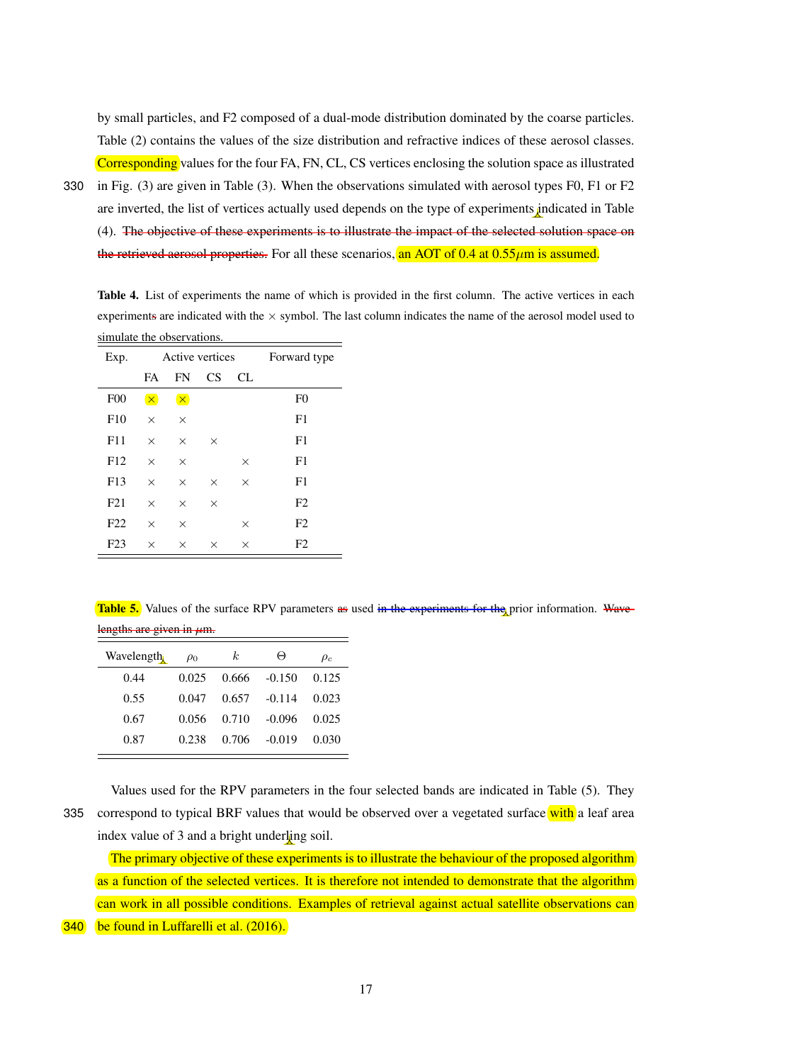by small particles, and F2 composed of a dual-mode distribution dominated by the coarse particles. Table (2) contains the values of the size distribution and refractive indices of these aerosol classes. Corresponding values for the four FA, FN, CL, CS vertices enclosing the solution space as illustrated in Fig. (3) are given in Table (3). When the observations simulated with aerosol types F0, F1 or F2 are inverted, the list of vertices actually used depends on the type of experiments indicated in Table (4). ~~The objective of these experiments is to illustrate the impact of the selected solution space on the retrieved aerosol properties.~~ For all these scenarios, an AOT of 0.4 at 0.55$\mu$m is assumed.

**Table 4.** List of experiments the name of which is provided in the first column. The active vertices in each experiments are indicated with the $\times$ symbol. The last column indicates the name of the aerosol model used to simulate the observations.

| Exp. | Active vertices | | | | Forward type |
|---|---|---|---|---|---|
| | FA | FN | CS | CL | |
| F00 | $\times$ | $\times$ | | | F0 |
| F10 | $\times$ | $\times$ | | | F1 |
| F11 | $\times$ | $\times$ | $\times$ | | F1 |
| F12 | $\times$ | $\times$ | | $\times$ | F1 |
| F13 | $\times$ | $\times$ | $\times$ | $\times$ | F1 |
| F21 | $\times$ | $\times$ | $\times$ | | F2 |
| F22 | $\times$ | $\times$ | | $\times$ | F2 |
| F23 | $\times$ | $\times$ | $\times$ | $\times$ | F2 |

**Table 5.** Values of the surface RPV parameters ~~as~~ used ~~in the experiments for the~~ prior information. ~~Wavelengths are given in $\mu$m.~~

| Wavelength | $\rho_0$ | $k$ | $\Theta$ | $\rho_c$ |
|---|---|---|---|---|
| 0.44 | 0.025 | 0.666 | -0.150 | 0.125 |
| 0.55 | 0.047 | 0.657 | -0.114 | 0.023 |
| 0.67 | 0.056 | 0.710 | -0.096 | 0.025 |
| 0.87 | 0.238 | 0.706 | -0.019 | 0.030 |

Values used for the RPV parameters in the four selected bands are indicated in Table (5). They correspond to typical BRF values that would be observed over a vegetated surface with a leaf area index value of 3 and a bright underling soil.

The primary objective of these experiments is to illustrate the behaviour of the proposed algorithm as a function of the selected vertices. It is therefore not intended to demonstrate that the algorithm can work in all possible conditions. Examples of retrieval against actual satellite observations can be found in Luffarelli et al. (2016).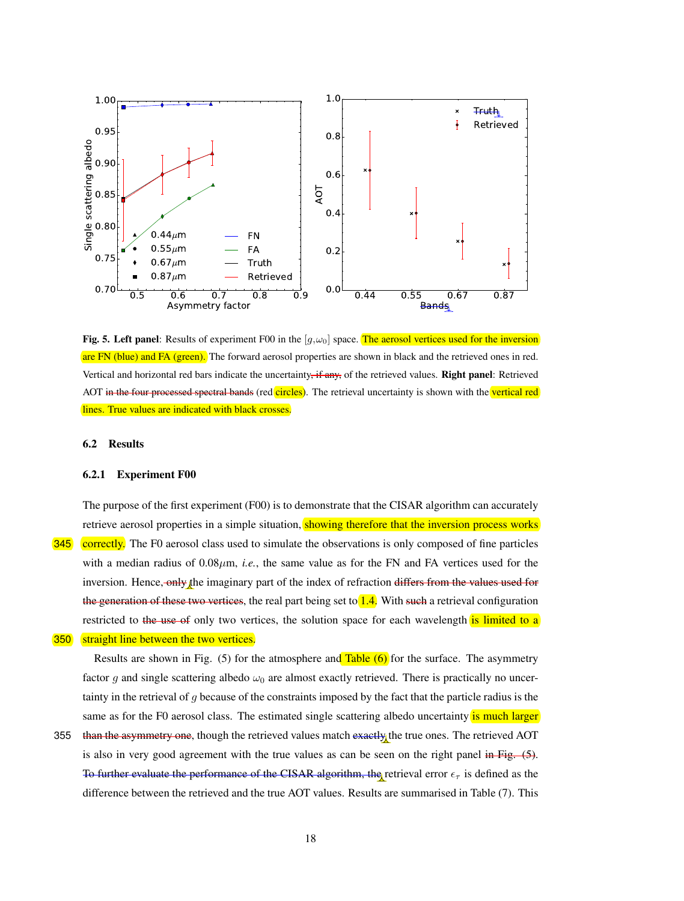**Fig. 5. Left panel**: Results of experiment F00 in the $[g,\omega_0]$ space. The aerosol vertices used for the inversion are FN (blue) and FA (green). The forward aerosol properties are shown in black and the retrieved ones in red. Vertical and horizontal red bars indicate the uncertainty, if any, of the retrieved values. **Right panel**: Retrieved AOT in the four processed spectral bands (red circles). The retrieval uncertainty is shown with the vertical red lines. True values are indicated with black crosses.

## 6.2 Results

### 6.2.1 Experiment F00

The purpose of the first experiment (F00) is to demonstrate that the CISAR algorithm can accurately retrieve aerosol properties in a simple situation, showing therefore that the inversion process works correctly. The F0 aerosol class used to simulate the observations is only composed of fine particles with a median radius of $0.08\mu$m, *i.e.*, the same value as for the FN and FA vertices used for the inversion. Hence, only the imaginary part of the index of refraction differs from the values used for the generation of these two vertices, the real part being set to 1.4. With such a retrieval configuration restricted to the use of only two vertices, the solution space for each wavelength is limited to a straight line between the two vertices.

Results are shown in Fig. (5) for the atmosphere and Table (6) for the surface. The asymmetry factor $g$ and single scattering albedo $\omega_0$ are almost exactly retrieved. There is practically no uncertainty in the retrieval of $g$ because of the constraints imposed by the fact that the particle radius is the same as for the F0 aerosol class. The estimated single scattering albedo uncertainty is much larger than the asymmetry one, though the retrieved values match exactly the true ones. The retrieved AOT is also in very good agreement with the true values as can be seen on the right panel in Fig. (5). To further evaluate the performance of the CISAR algorithm, the retrieval error $\epsilon_\tau$ is defined as the difference between the retrieved and the true AOT values. Results are summarised in Table (7). This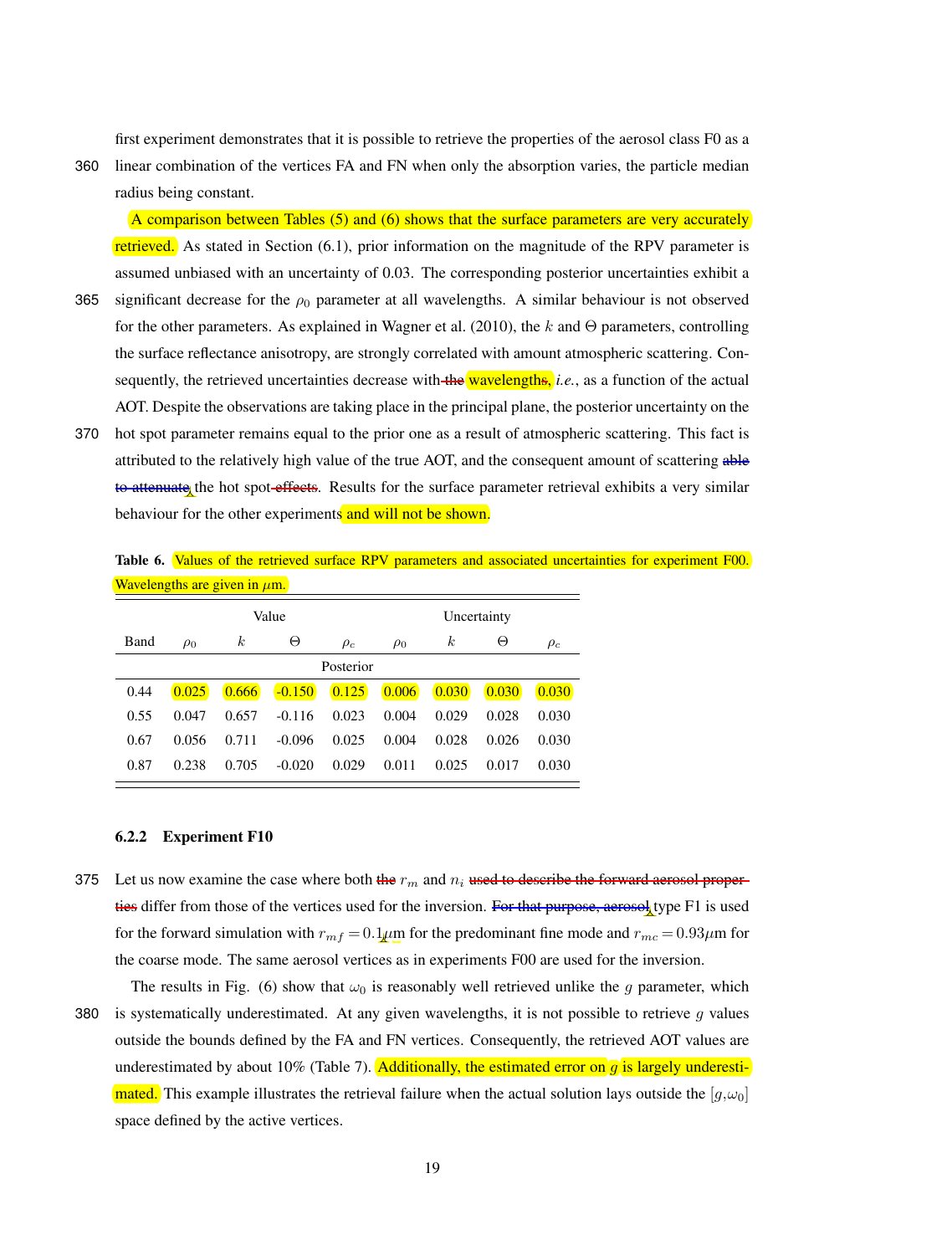first experiment demonstrates that it is possible to retrieve the properties of the aerosol class F0 as a linear combination of the vertices FA and FN when only the absorption varies, the particle median radius being constant.

A comparison between Tables (5) and (6) shows that the surface parameters are very accurately retrieved. As stated in Section (6.1), prior information on the magnitude of the RPV parameter is assumed unbiased with an uncertainty of 0.03. The corresponding posterior uncertainties exhibit a significant decrease for the $\rho_0$ parameter at all wavelengths. A similar behaviour is not observed for the other parameters. As explained in Wagner et al. (2010), the $k$ and $\Theta$ parameters, controlling the surface reflectance anisotropy, are strongly correlated with amount atmospheric scattering. Consequently, the retrieved uncertainties decrease with the wavelengths, *i.e.*, as a function of the actual AOT. Despite the observations are taking place in the principal plane, the posterior uncertainty on the hot spot parameter remains equal to the prior one as a result of atmospheric scattering. This fact is attributed to the relatively high value of the true AOT, and the consequent amount of scattering able to attenuate the hot spot effects. Results for the surface parameter retrieval exhibits a very similar behaviour for the other experiments and will not be shown.

**Table 6.** Values of the retrieved surface RPV parameters and associated uncertainties for experiment F00. Wavelengths are given in $\mu$m.

| | Value | | | | Uncertainty | | | |
|---|---|---|---|---|---|---|---|---|
| Band | $\rho_0$ | $k$ | $\Theta$ | $\rho_c$ | $\rho_0$ | $k$ | $\Theta$ | $\rho_c$ |
| | | | | Posterior | | | | |
| 0.44 | 0.025 | 0.666 | -0.150 | 0.125 | 0.006 | 0.030 | 0.030 | 0.030 |
| 0.55 | 0.047 | 0.657 | -0.116 | 0.023 | 0.004 | 0.029 | 0.028 | 0.030 |
| 0.67 | 0.056 | 0.711 | -0.096 | 0.025 | 0.004 | 0.028 | 0.026 | 0.030 |
| 0.87 | 0.238 | 0.705 | -0.020 | 0.029 | 0.011 | 0.025 | 0.017 | 0.030 |

### 6.2.2 Experiment F10

Let us now examine the case where both the $r_m$ and $n_i$ used to describe the forward aerosol properties differ from those of the vertices used for the inversion. For that purpose, aerosol type F1 is used for the forward simulation with $r_{mf} = 0.1\mu$m for the predominant fine mode and $r_{mc} = 0.93\mu$m for the coarse mode. The same aerosol vertices as in experiments F00 are used for the inversion.

The results in Fig. (6) show that $\omega_0$ is reasonably well retrieved unlike the $g$ parameter, which is systematically underestimated. At any given wavelengths, it is not possible to retrieve $g$ values outside the bounds defined by the FA and FN vertices. Consequently, the retrieved AOT values are underestimated by about 10% (Table 7). Additionally, the estimated error on $g$ is largely underestimated. This example illustrates the retrieval failure when the actual solution lays outside the $[g,\omega_0]$ space defined by the active vertices.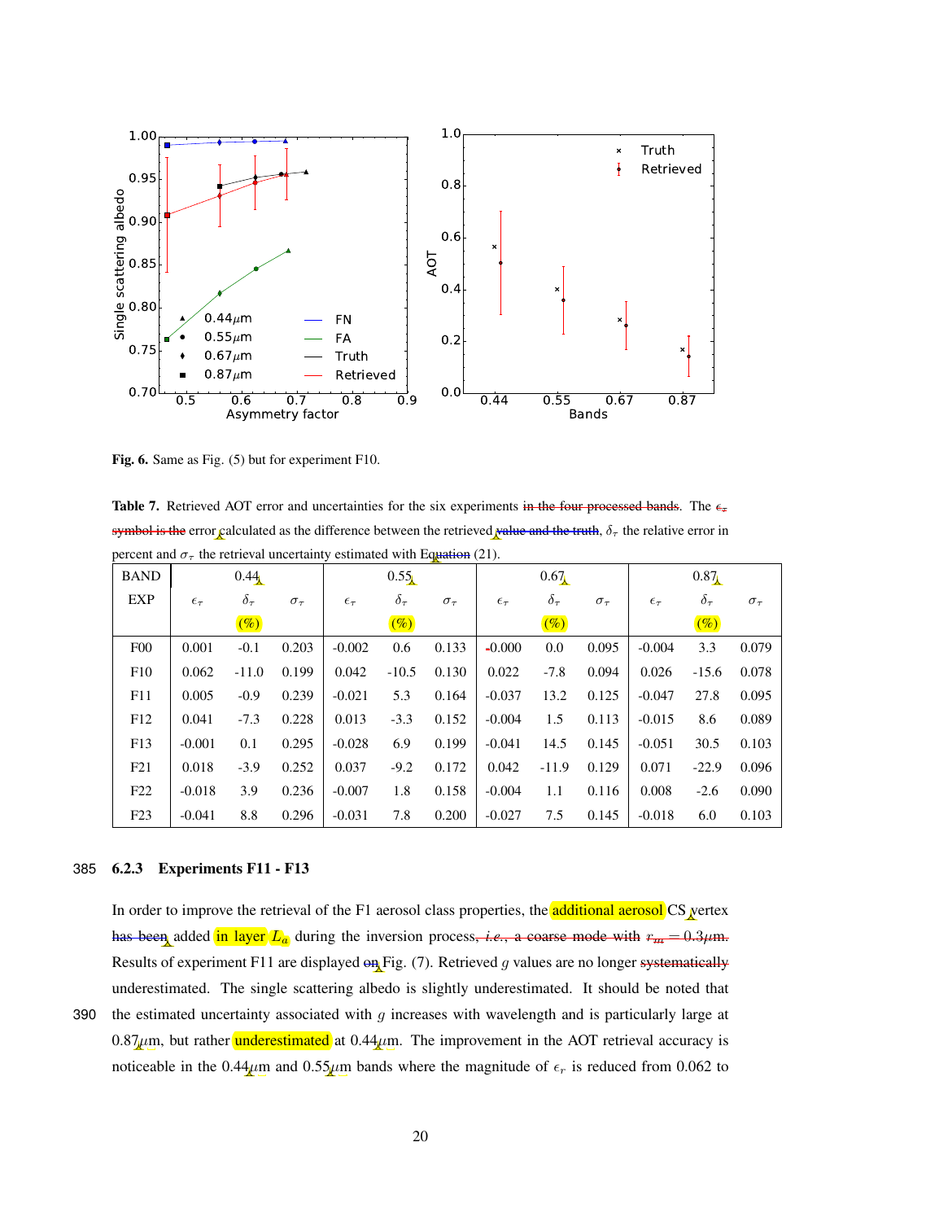**Fig. 6.** Same as Fig. (5) but for experiment F10.

**Table 7.** Retrieved AOT error and uncertainties for the six experiments in the four processed bands. The $\epsilon_\tau$ symbol is the error calculated as the difference between the retrieved value and the truth, $\delta_\tau$ the relative error in percent and $\sigma_\tau$ the retrieval uncertainty estimated with Equation (21).

| BAND | 0.44 | | | 0.55 | | | 0.67 | | | 0.87 | | |
|---|---|---|---|---|---|---|---|---|---|---|---|---|
| EXP | $\epsilon_\tau$ | $\delta_\tau$ (%) | $\sigma_\tau$ | $\epsilon_\tau$ | $\delta_\tau$ (%) | $\sigma_\tau$ | $\epsilon_\tau$ | $\delta_\tau$ (%) | $\sigma_\tau$ | $\epsilon_\tau$ | $\delta_\tau$ (%) | $\sigma_\tau$ |
| F00 | 0.001 | -0.1 | 0.203 | -0.002 | 0.6 | 0.133 | -0.000 | 0.0 | 0.095 | -0.004 | 3.3 | 0.079 |
| F10 | 0.062 | -11.0 | 0.199 | 0.042 | -10.5 | 0.130 | 0.022 | -7.8 | 0.094 | 0.026 | -15.6 | 0.078 |
| F11 | 0.005 | -0.9 | 0.239 | -0.021 | 5.3 | 0.164 | -0.037 | 13.2 | 0.125 | -0.047 | 27.8 | 0.095 |
| F12 | 0.041 | -7.3 | 0.228 | 0.013 | -3.3 | 0.152 | -0.004 | 1.5 | 0.113 | -0.015 | 8.6 | 0.089 |
| F13 | -0.001 | 0.1 | 0.295 | -0.028 | 6.9 | 0.199 | -0.041 | 14.5 | 0.145 | -0.051 | 30.5 | 0.103 |
| F21 | 0.018 | -3.9 | 0.252 | 0.037 | -9.2 | 0.172 | 0.042 | -11.9 | 0.129 | 0.071 | -22.9 | 0.096 |
| F22 | -0.018 | 3.9 | 0.236 | -0.007 | 1.8 | 0.158 | -0.004 | 1.1 | 0.116 | 0.008 | -2.6 | 0.090 |
| F23 | -0.041 | 8.8 | 0.296 | -0.031 | 7.8 | 0.200 | -0.027 | 7.5 | 0.145 | -0.018 | 6.0 | 0.103 |

### 6.2.3 Experiments F11 - F13

In order to improve the retrieval of the F1 aerosol class properties, the additional aerosol CS vertex has been added in layer $L_a$ during the inversion process, *i.e.*, a coarse mode with $r_m = 0.3\mu$m. Results of experiment F11 are displayed on Fig. (7). Retrieved $g$ values are no longer systematically underestimated. The single scattering albedo is slightly underestimated. It should be noted that the estimated uncertainty associated with $g$ increases with wavelength and is particularly large at 0.87$\mu$m, but rather underestimated at 0.44$\mu$m. The improvement in the AOT retrieval accuracy is noticeable in the 0.44$\mu$m and 0.55$\mu$m bands where the magnitude of $\epsilon_\tau$ is reduced from 0.062 to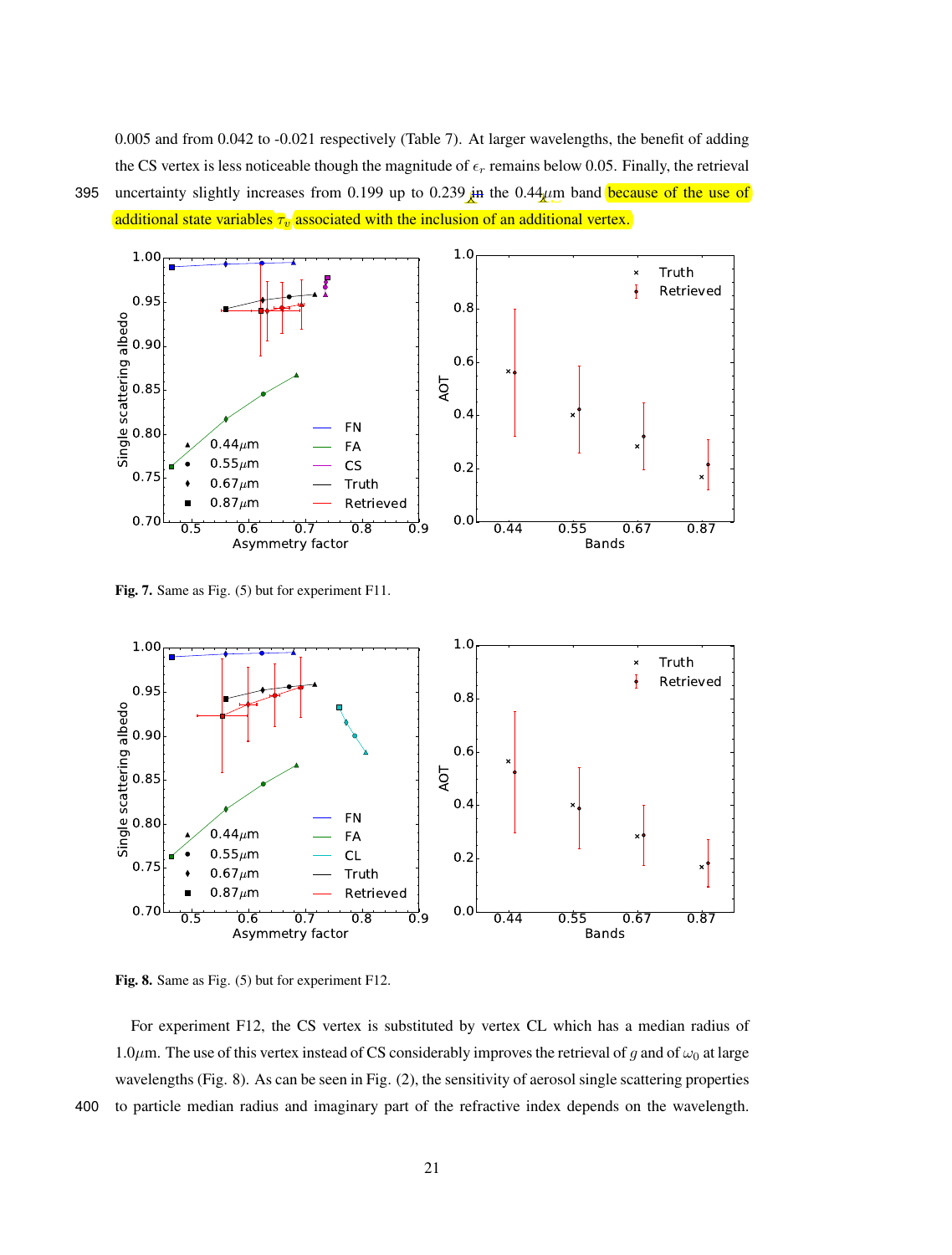0.005 and from 0.042 to -0.021 respectively (Table 7). At larger wavelengths, the benefit of adding the CS vertex is less noticeable though the magnitude of $\epsilon_r$ remains below 0.05. Finally, the retrieval uncertainty slightly increases from 0.199 up to 0.239 in the 0.44$\mu$m band because of the use of additional state variables $\tau_v$ associated with the inclusion of an additional vertex.

**Fig. 7.** Same as Fig. (5) but for experiment F11.

**Fig. 8.** Same as Fig. (5) but for experiment F12.

For experiment F12, the CS vertex is substituted by vertex CL which has a median radius of 1.0$\mu$m. The use of this vertex instead of CS considerably improves the retrieval of $g$ and of $\omega_0$ at large wavelengths (Fig. 8). As can be seen in Fig. (2), the sensitivity of aerosol single scattering properties to particle median radius and imaginary part of the refractive index depends on the wavelength.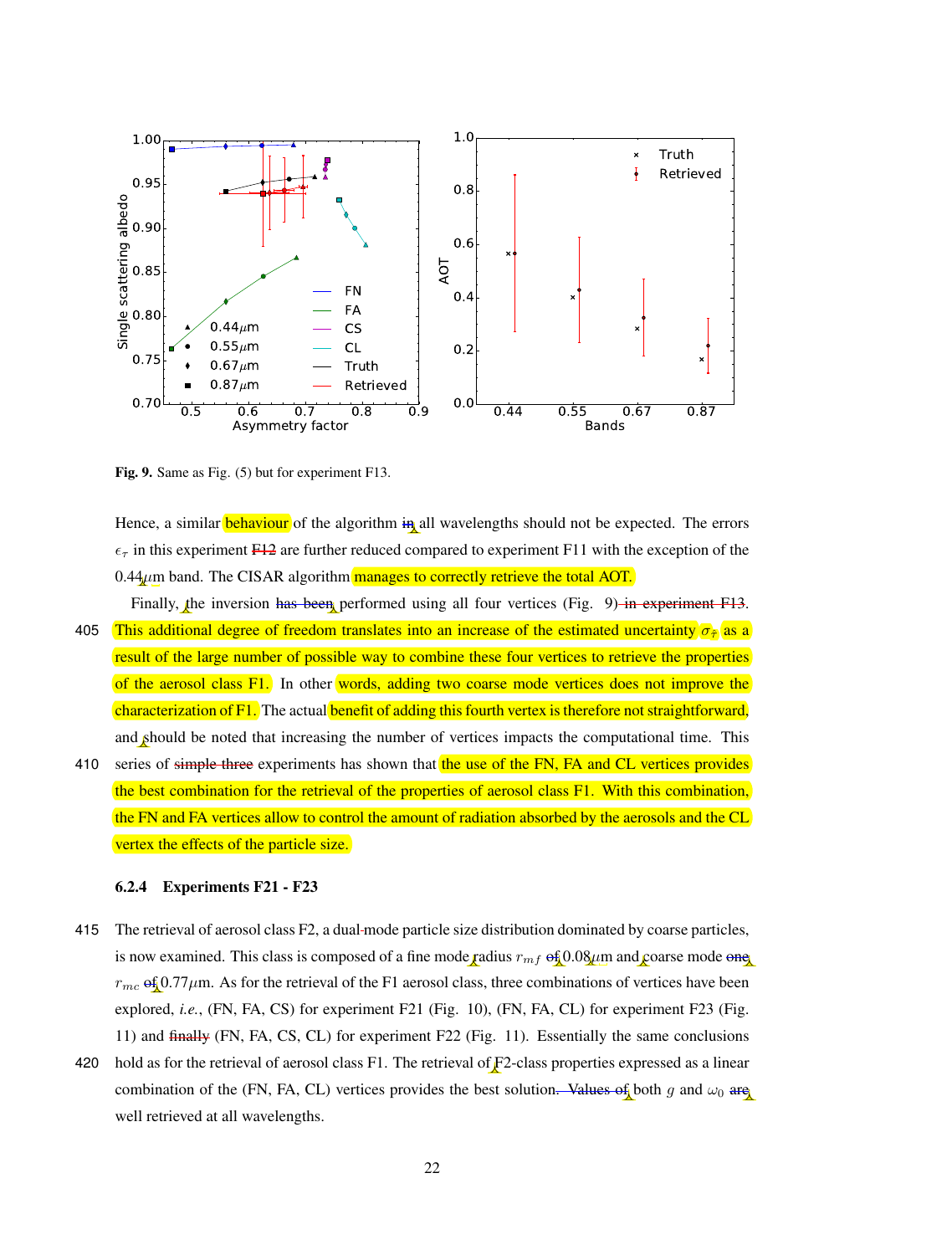Fig. 9. Same as Fig. (5) but for experiment F13.

Hence, a similar behaviour of the algorithm in all wavelengths should not be expected. The errors $\epsilon_\tau$ in this experiment F12 are further reduced compared to experiment F11 with the exception of the 0.44 $\mu$m band. The CISAR algorithm manages to correctly retrieve the total AOT.

Finally, the inversion has been performed using all four vertices (Fig. 9) in experiment F13. This additional degree of freedom translates into an increase of the estimated uncertainty $\sigma_\tau$ as a result of the large number of possible way to combine these four vertices to retrieve the properties of the aerosol class F1. In other words, adding two coarse mode vertices does not improve the characterization of F1. The actual benefit of adding this fourth vertex is therefore not straightforward, and should be noted that increasing the number of vertices impacts the computational time. This series of simple three experiments has shown that the use of the FN, FA and CL vertices provides the best combination for the retrieval of the properties of aerosol class F1. With this combination, the FN and FA vertices allow to control the amount of radiation absorbed by the aerosols and the CL vertex the effects of the particle size.

#### 6.2.4 Experiments F21 - F23

The retrieval of aerosol class F2, a dual-mode particle size distribution dominated by coarse particles, is now examined. This class is composed of a fine mode radius $r_{mf}$ of 0.08 $\mu$m and coarse mode one $r_{mc}$ of 0.77 $\mu$m. As for the retrieval of the F1 aerosol class, three combinations of vertices have been explored, *i.e.*, (FN, FA, CS) for experiment F21 (Fig. 10), (FN, FA, CL) for experiment F23 (Fig. 11) and finally (FN, FA, CS, CL) for experiment F22 (Fig. 11). Essentially the same conclusions hold as for the retrieval of aerosol class F1. The retrieval of F2-class properties expressed as a linear combination of the (FN, FA, CL) vertices provides the best solution. Values of both $g$ and $\omega_0$ are well retrieved at all wavelengths.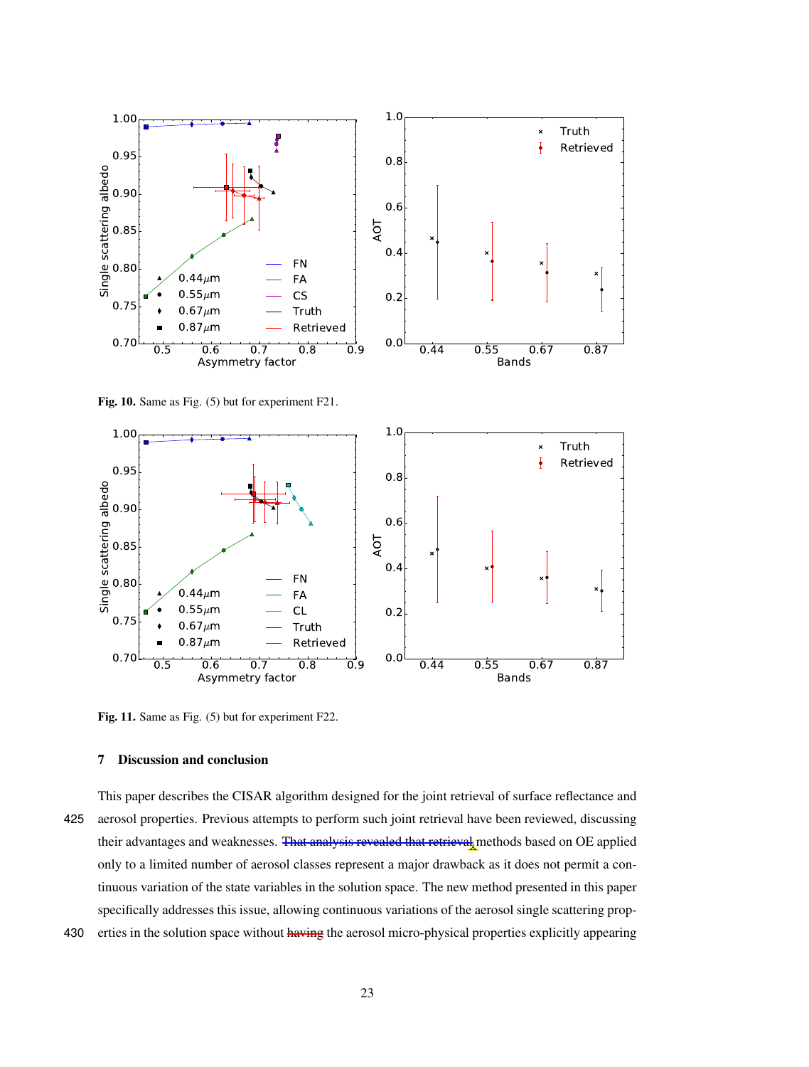Fig. 10. Same as Fig. (5) but for experiment F21.

Fig. 11. Same as Fig. (5) but for experiment F22.

## 7 Discussion and conclusion

This paper describes the CISAR algorithm designed for the joint retrieval of surface reflectance and aerosol properties. Previous attempts to perform such joint retrieval have been reviewed, discussing their advantages and weaknesses. ~~That analysis revealed that retrieval~~ methods based on OE applied only to a limited number of aerosol classes represent a major drawback as it does not permit a continuous variation of the state variables in the solution space. The new method presented in this paper specifically addresses this issue, allowing continuous variations of the aerosol single scattering properties in the solution space without ~~having~~ the aerosol micro-physical properties explicitly appearing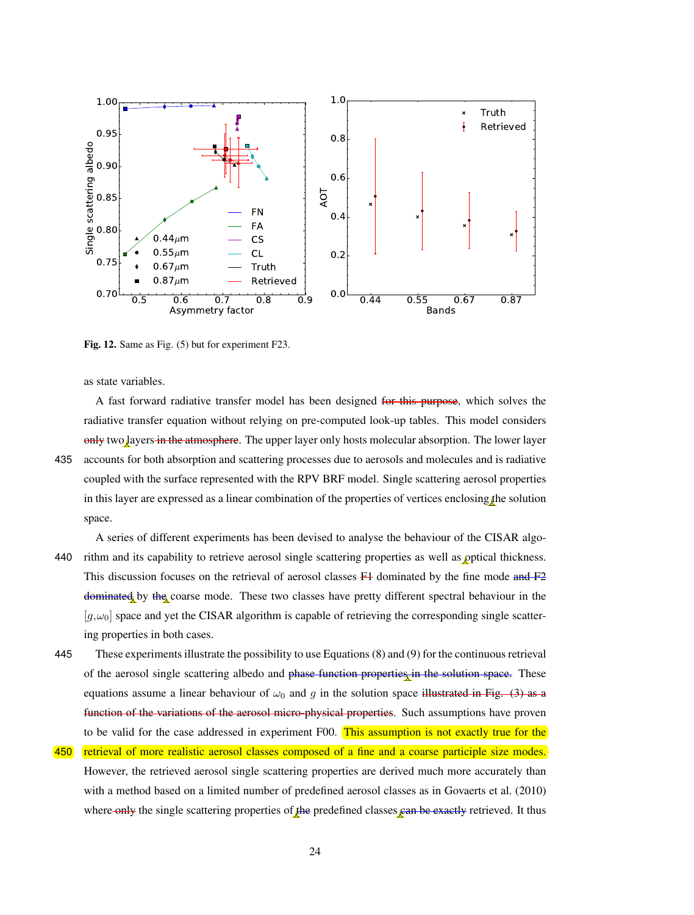Fig. 12. Same as Fig. (5) but for experiment F23.

as state variables.

A fast forward radiative transfer model has been designed for this purpose, which solves the radiative transfer equation without relying on pre-computed look-up tables. This model considers only two layers in the atmosphere. The upper layer only hosts molecular absorption. The lower layer accounts for both absorption and scattering processes due to aerosols and molecules and is radiative coupled with the surface represented with the RPV BRF model. Single scattering aerosol properties in this layer are expressed as a linear combination of the properties of vertices enclosing the solution space.

A series of different experiments has been devised to analyse the behaviour of the CISAR algorithm and its capability to retrieve aerosol single scattering properties as well as optical thickness. This discussion focuses on the retrieval of aerosol classes F1 dominated by the fine mode and F2 dominated by the coarse mode. These two classes have pretty different spectral behaviour in the $[g,\omega_0]$ space and yet the CISAR algorithm is capable of retrieving the corresponding single scattering properties in both cases.

These experiments illustrate the possibility to use Equations (8) and (9) for the continuous retrieval of the aerosol single scattering albedo and phase function properties in the solution space. These equations assume a linear behaviour of $\omega_0$ and $g$ in the solution space illustrated in Fig. (3) as a function of the variations of the aerosol micro-physical properties. Such assumptions have proven to be valid for the case addressed in experiment F00. This assumption is not exactly true for the retrieval of more realistic aerosol classes composed of a fine and a coarse participle size modes. However, the retrieved aerosol single scattering properties are derived much more accurately than with a method based on a limited number of predefined aerosol classes as in Govaerts et al. (2010) where only the single scattering properties of the predefined classes can be exactly retrieved. It thus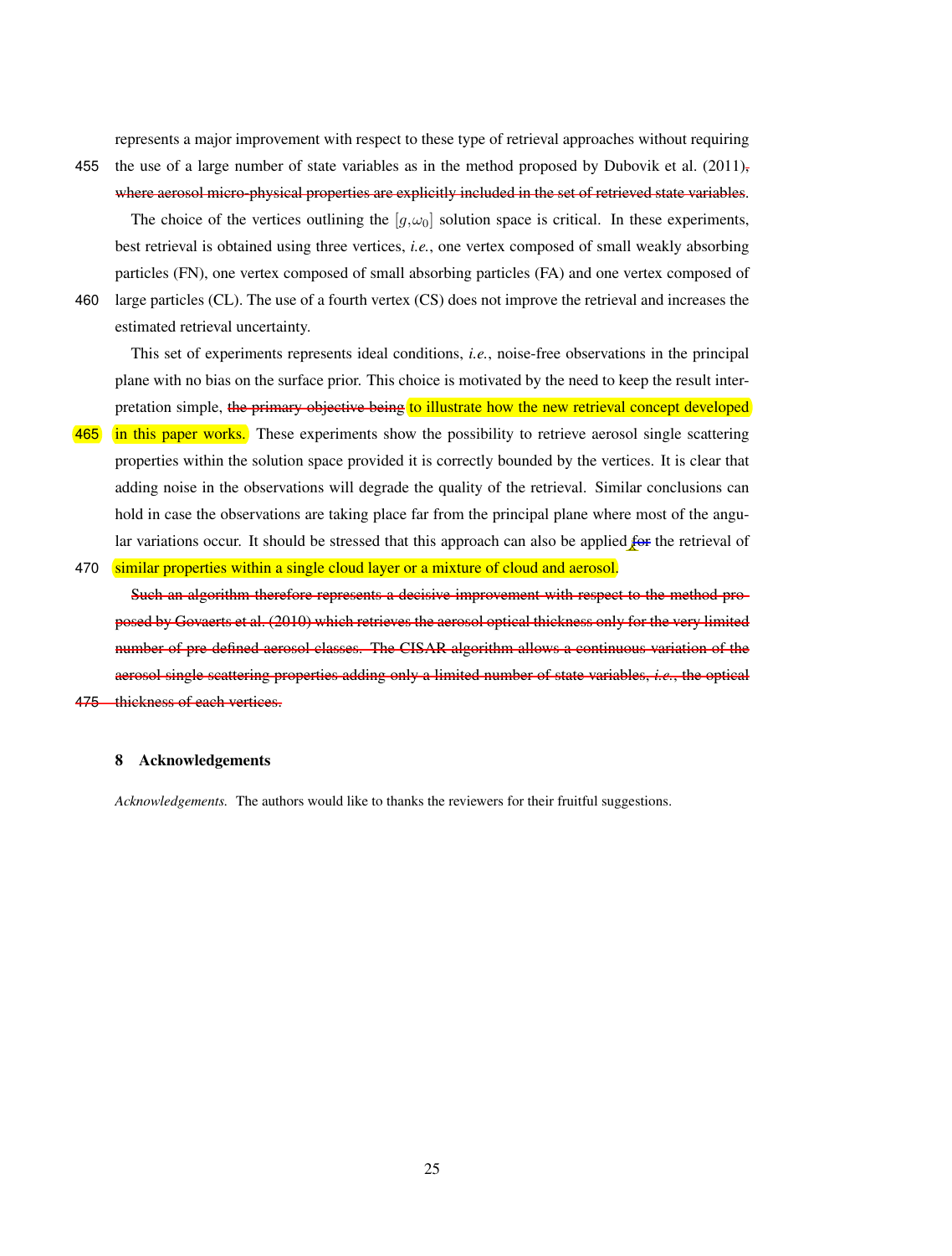represents a major improvement with respect to these type of retrieval approaches without requiring the use of a large number of state variables as in the method proposed by Dubovik et al. (2011)~~,~~ ~~where aerosol micro-physical properties are explicitly included in the set of retrieved state variables~~.

The choice of the vertices outlining the $[g,\omega_0]$ solution space is critical. In these experiments, best retrieval is obtained using three vertices, *i.e.*, one vertex composed of small weakly absorbing particles (FN), one vertex composed of small absorbing particles (FA) and one vertex composed of large particles (CL). The use of a fourth vertex (CS) does not improve the retrieval and increases the estimated retrieval uncertainty.

This set of experiments represents ideal conditions, *i.e.*, noise-free observations in the principal plane with no bias on the surface prior. This choice is motivated by the need to keep the result interpretation simple, ~~the primary objective being~~ to illustrate how the new retrieval concept developed in this paper works. These experiments show the possibility to retrieve aerosol single scattering properties within the solution space provided it is correctly bounded by the vertices. It is clear that adding noise in the observations will degrade the quality of the retrieval. Similar conclusions can hold in case the observations are taking place far from the principal plane where most of the angular variations occur. It should be stressed that this approach can also be applied ~~for~~ the retrieval of similar properties within a single cloud layer or a mixture of cloud and aerosol.

~~Such an algorithm therefore represents a decisive improvement with respect to the method proposed by Govaerts et al. (2010) which retrieves the aerosol optical thickness only for the very limited number of pre-defined aerosol classes. The CISAR algorithm allows a continuous variation of the aerosol single scattering properties adding only a limited number of state variables, *i.e.*, the optical thickness of each vertices.~~

## 8 Acknowledgements

*Acknowledgements.* The authors would like to thanks the reviewers for their fruitful suggestions.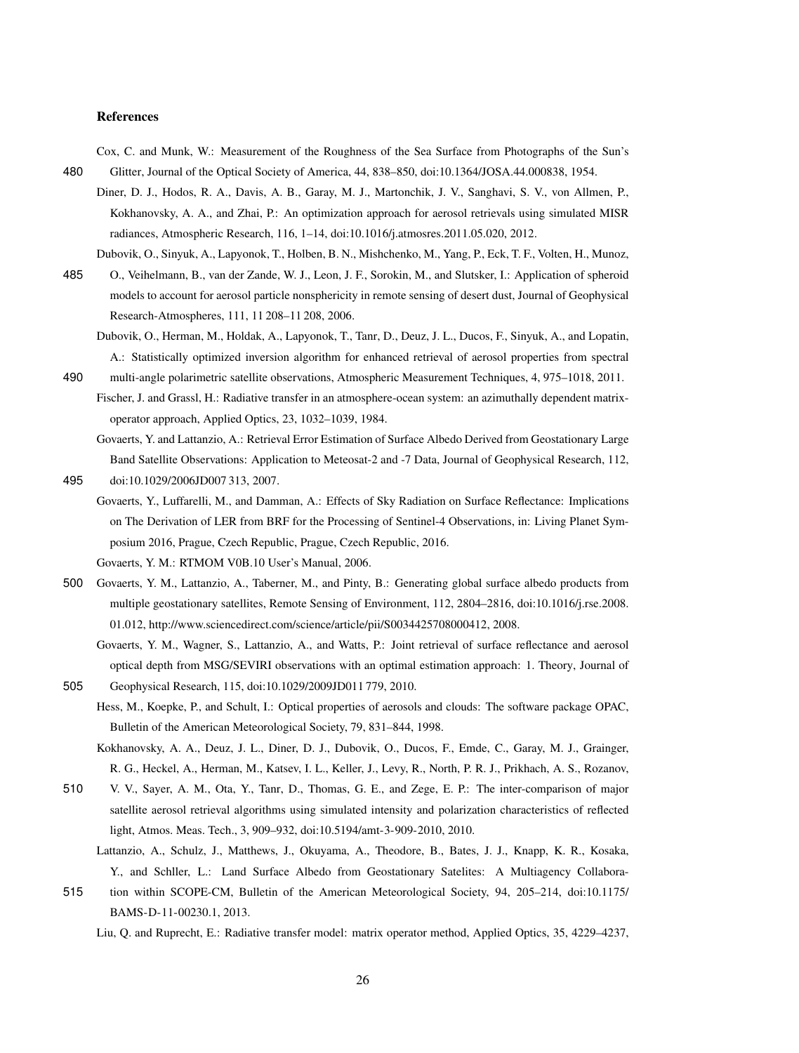## References

Cox, C. and Munk, W.: Measurement of the Roughness of the Sea Surface from Photographs of the Sun's Glitter, Journal of the Optical Society of America, 44, 838–850, doi:10.1364/JOSA.44.000838, 1954.

Diner, D. J., Hodos, R. A., Davis, A. B., Garay, M. J., Martonchik, J. V., Sanghavi, S. V., von Allmen, P., Kokhanovsky, A. A., and Zhai, P.: An optimization approach for aerosol retrievals using simulated MISR radiances, Atmospheric Research, 116, 1–14, doi:10.1016/j.atmosres.2011.05.020, 2012.

Dubovik, O., Sinyuk, A., Lapyonok, T., Holben, B. N., Mishchenko, M., Yang, P., Eck, T. F., Volten, H., Munoz, O., Veihelmann, B., van der Zande, W. J., Leon, J. F., Sorokin, M., and Slutsker, I.: Application of spheroid models to account for aerosol particle nonsphericity in remote sensing of desert dust, Journal of Geophysical Research-Atmospheres, 111, 11 208–11 208, 2006.

Dubovik, O., Herman, M., Holdak, A., Lapyonok, T., Tanr, D., Deuz, J. L., Ducos, F., Sinyuk, A., and Lopatin, A.: Statistically optimized inversion algorithm for enhanced retrieval of aerosol properties from spectral multi-angle polarimetric satellite observations, Atmospheric Measurement Techniques, 4, 975–1018, 2011.

Fischer, J. and Grassl, H.: Radiative transfer in an atmosphere-ocean system: an azimuthally dependent matrix-operator approach, Applied Optics, 23, 1032–1039, 1984.

Govaerts, Y. and Lattanzio, A.: Retrieval Error Estimation of Surface Albedo Derived from Geostationary Large Band Satellite Observations: Application to Meteosat-2 and -7 Data, Journal of Geophysical Research, 112, doi:10.1029/2006JD007 313, 2007.

Govaerts, Y., Luffarelli, M., and Damman, A.: Effects of Sky Radiation on Surface Reflectance: Implications on The Derivation of LER from BRF for the Processing of Sentinel-4 Observations, in: Living Planet Symposium 2016, Prague, Czech Republic, Prague, Czech Republic, 2016.

Govaerts, Y. M.: RTMOM V0B.10 User's Manual, 2006.

Govaerts, Y. M., Lattanzio, A., Taberner, M., and Pinty, B.: Generating global surface albedo products from multiple geostationary satellites, Remote Sensing of Environment, 112, 2804–2816, doi:10.1016/j.rse.2008.01.012, http://www.sciencedirect.com/science/article/pii/S0034425708000412, 2008.

Govaerts, Y. M., Wagner, S., Lattanzio, A., and Watts, P.: Joint retrieval of surface reflectance and aerosol optical depth from MSG/SEVIRI observations with an optimal estimation approach: 1. Theory, Journal of Geophysical Research, 115, doi:10.1029/2009JD011 779, 2010.

Hess, M., Koepke, P., and Schult, I.: Optical properties of aerosols and clouds: The software package OPAC, Bulletin of the American Meteorological Society, 79, 831–844, 1998.

Kokhanovsky, A. A., Deuz, J. L., Diner, D. J., Dubovik, O., Ducos, F., Emde, C., Garay, M. J., Grainger, R. G., Heckel, A., Herman, M., Katsev, I. L., Keller, J., Levy, R., North, P. R. J., Prikhach, A. S., Rozanov, V. V., Sayer, A. M., Ota, Y., Tanr, D., Thomas, G. E., and Zege, E. P.: The inter-comparison of major satellite aerosol retrieval algorithms using simulated intensity and polarization characteristics of reflected light, Atmos. Meas. Tech., 3, 909–932, doi:10.5194/amt-3-909-2010, 2010.

Lattanzio, A., Schulz, J., Matthews, J., Okuyama, A., Theodore, B., Bates, J. J., Knapp, K. R., Kosaka, Y., and Schller, L.: Land Surface Albedo from Geostationary Satelites: A Multiagency Collaboration within SCOPE-CM, Bulletin of the American Meteorological Society, 94, 205–214, doi:10.1175/BAMS-D-11-00230.1, 2013.

Liu, Q. and Ruprecht, E.: Radiative transfer model: matrix operator method, Applied Optics, 35, 4229–4237,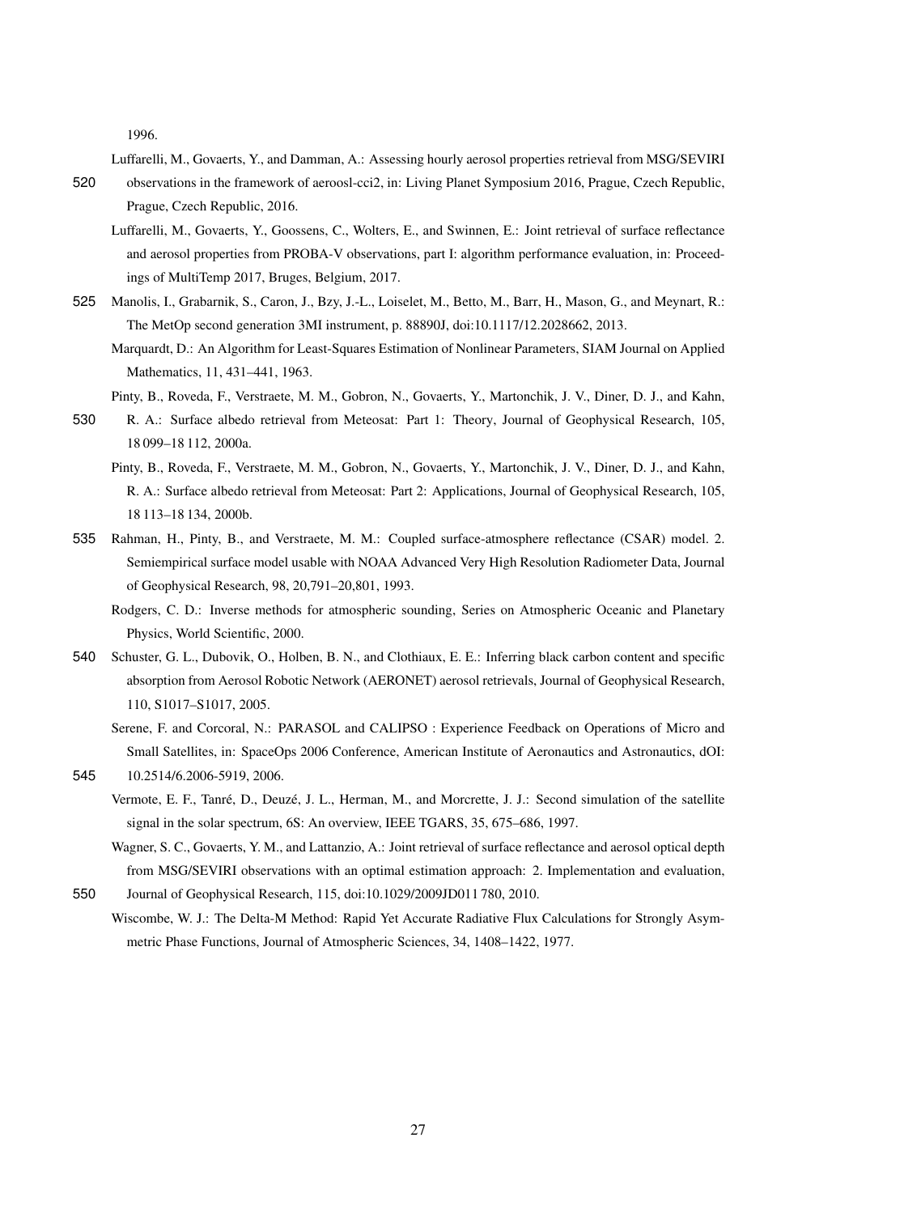1996.

Luffarelli, M., Govaerts, Y., and Damman, A.: Assessing hourly aerosol properties retrieval from MSG/SEVIRI observations in the framework of aeroosl-cci2, in: Living Planet Symposium 2016, Prague, Czech Republic, Prague, Czech Republic, 2016.

Luffarelli, M., Govaerts, Y., Goossens, C., Wolters, E., and Swinnen, E.: Joint retrieval of surface reflectance and aerosol properties from PROBA-V observations, part I: algorithm performance evaluation, in: Proceedings of MultiTemp 2017, Bruges, Belgium, 2017.

Manolis, I., Grabarnik, S., Caron, J., Bzy, J.-L., Loiselet, M., Betto, M., Barr, H., Mason, G., and Meynart, R.: The MetOp second generation 3MI instrument, p. 88890J, doi:10.1117/12.2028662, 2013.

Marquardt, D.: An Algorithm for Least-Squares Estimation of Nonlinear Parameters, SIAM Journal on Applied Mathematics, 11, 431–441, 1963.

Pinty, B., Roveda, F., Verstraete, M. M., Gobron, N., Govaerts, Y., Martonchik, J. V., Diner, D. J., and Kahn, R. A.: Surface albedo retrieval from Meteosat: Part 1: Theory, Journal of Geophysical Research, 105, 18 099–18 112, 2000a.

Pinty, B., Roveda, F., Verstraete, M. M., Gobron, N., Govaerts, Y., Martonchik, J. V., Diner, D. J., and Kahn, R. A.: Surface albedo retrieval from Meteosat: Part 2: Applications, Journal of Geophysical Research, 105, 18 113–18 134, 2000b.

Rahman, H., Pinty, B., and Verstraete, M. M.: Coupled surface-atmosphere reflectance (CSAR) model. 2. Semiempirical surface model usable with NOAA Advanced Very High Resolution Radiometer Data, Journal of Geophysical Research, 98, 20,791–20,801, 1993.

Rodgers, C. D.: Inverse methods for atmospheric sounding, Series on Atmospheric Oceanic and Planetary Physics, World Scientific, 2000.

Schuster, G. L., Dubovik, O., Holben, B. N., and Clothiaux, E. E.: Inferring black carbon content and specific absorption from Aerosol Robotic Network (AERONET) aerosol retrievals, Journal of Geophysical Research, 110, S1017–S1017, 2005.

Serene, F. and Corcoral, N.: PARASOL and CALIPSO : Experience Feedback on Operations of Micro and Small Satellites, in: SpaceOps 2006 Conference, American Institute of Aeronautics and Astronautics, dOI: 10.2514/6.2006-5919, 2006.

Vermote, E. F., Tanré, D., Deuzé, J. L., Herman, M., and Morcrette, J. J.: Second simulation of the satellite signal in the solar spectrum, 6S: An overview, IEEE TGARS, 35, 675–686, 1997.

Wagner, S. C., Govaerts, Y. M., and Lattanzio, A.: Joint retrieval of surface reflectance and aerosol optical depth from MSG/SEVIRI observations with an optimal estimation approach: 2. Implementation and evaluation, Journal of Geophysical Research, 115, doi:10.1029/2009JD011 780, 2010.

Wiscombe, W. J.: The Delta-M Method: Rapid Yet Accurate Radiative Flux Calculations for Strongly Asymmetric Phase Functions, Journal of Atmospheric Sciences, 34, 1408–1422, 1977.